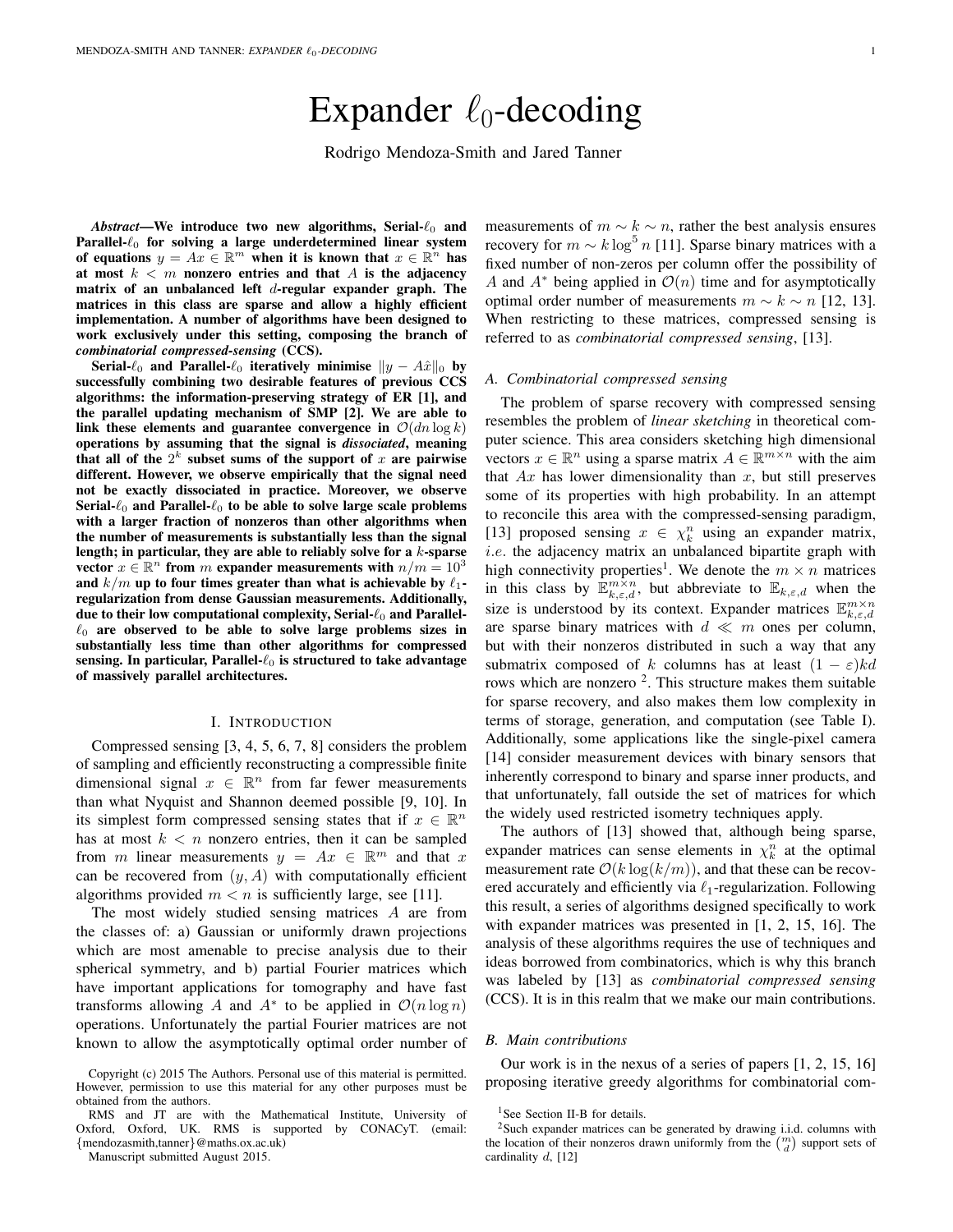# Expander $\ell_0$-decoding

Rodrigo Mendoza-Smith and Jared Tanner

***Abstract*—We introduce two new algorithms, Serial-$\ell_0$ and Parallel-$\ell_0$ for solving a large underdetermined linear system of equations $y = Ax \in \mathbb{R}^m$ when it is known that $x \in \mathbb{R}^n$ has at most $k < m$ nonzero entries and that $A$ is the adjacency matrix of an unbalanced left $d$-regular expander graph. The matrices in this class are sparse and allow a highly efficient implementation. A number of algorithms have been designed to work exclusively under this setting, composing the branch of *combinatorial compressed-sensing* (CCS).**

**Serial-$\ell_0$ and Parallel-$\ell_0$ iteratively minimise $\|y - A\hat{x}\|_0$ by successfully combining two desirable features of previous CCS algorithms: the information-preserving strategy of ER [1], and the parallel updating mechanism of SMP [2]. We are able to link these elements and guarantee convergence in $\mathcal{O}(dn \log k)$ operations by assuming that the signal is *dissociated*, meaning that all of the $2^k$ subset sums of the support of $x$ are pairwise different. However, we observe empirically that the signal need not be exactly dissociated in practice. Moreover, we observe Serial-$\ell_0$ and Parallel-$\ell_0$ to be able to solve large scale problems with a larger fraction of nonzeros than other algorithms when the number of measurements is substantially less than the signal length; in particular, they are able to reliably solve for a $k$-sparse vector $x \in \mathbb{R}^n$ from $m$ expander measurements with $n/m = 10^3$ and $k/m$ up to four times greater than what is achievable by $\ell_1$-regularization from dense Gaussian measurements. Additionally, due to their low computational complexity, Serial-$\ell_0$ and Parallel-$\ell_0$ are observed to be able to solve large problems sizes in substantially less time than other algorithms for compressed sensing. In particular, Parallel-$\ell_0$ is structured to take advantage of massively parallel architectures.**

## I. Introduction

Compressed sensing [3, 4, 5, 6, 7, 8] considers the problem of sampling and efficiently reconstructing a compressible finite dimensional signal $x \in \mathbb{R}^n$ from far fewer measurements than what Nyquist and Shannon deemed possible [9, 10]. In its simplest form compressed sensing states that if $x \in \mathbb{R}^n$ has at most $k < n$ nonzero entries, then it can be sampled from $m$ linear measurements $y = Ax \in \mathbb{R}^m$ and that $x$ can be recovered from $(y, A)$ with computationally efficient algorithms provided $m < n$ is sufficiently large, see [11].

The most widely studied sensing matrices $A$ are from the classes of: a) Gaussian or uniformly drawn projections which are most amenable to precise analysis due to their spherical symmetry, and b) partial Fourier matrices which have important applications for tomography and have fast transforms allowing $A$ and $A^*$ to be applied in $\mathcal{O}(n \log n)$ operations. Unfortunately the partial Fourier matrices are not known to allow the asymptotically optimal order number of measurements of $m \sim k \sim n$, rather the best analysis ensures recovery for $m \sim k \log^5 n$ [11]. Sparse binary matrices with a fixed number of non-zeros per column offer the possibility of $A$ and $A^*$ being applied in $\mathcal{O}(n)$ time and for asymptotically optimal order number of measurements $m \sim k \sim n$ [12, 13]. When restricting to these matrices, compressed sensing is referred to as *combinatorial compressed sensing*, [13].

### A. Combinatorial compressed sensing

The problem of sparse recovery with compressed sensing resembles the problem of *linear sketching* in theoretical computer science. This area considers sketching high dimensional vectors $x \in \mathbb{R}^n$ using a sparse matrix $A \in \mathbb{R}^{m \times n}$ with the aim that $Ax$ has lower dimensionality than $x$, but still preserves some of its properties with high probability. In an attempt to reconcile this area with the compressed-sensing paradigm, [13] proposed sensing $x \in \chi_k^n$ using an expander matrix, *i.e.* the adjacency matrix an unbalanced bipartite graph with high connectivity properties[1]. We denote the $m \times n$ matrices in this class by $\mathbb{E}_{k,\varepsilon,d}^{m \times n}$, but abbreviate to $\mathbb{E}_{k,\varepsilon,d}$ when the size is understood by its context. Expander matrices $\mathbb{E}_{k,\varepsilon,d}^{m \times n}$ are sparse binary matrices with $d \ll m$ ones per column, but with their nonzeros distributed in such a way that any submatrix composed of $k$ columns has at least $(1 - \varepsilon)kd$ rows which are nonzero [2]. This structure makes them suitable for sparse recovery, and also makes them low complexity in terms of storage, generation, and computation (see Table I). Additionally, some applications like the single-pixel camera [14] consider measurement devices with binary sensors that inherently correspond to binary and sparse inner products, and that unfortunately, fall outside the set of matrices for which the widely used restricted isometry techniques apply.

The authors of [13] showed that, although being sparse, expander matrices can sense elements in $\chi_k^n$ at the optimal measurement rate $\mathcal{O}(k \log(k/m))$, and that these can be recovered accurately and efficiently via $\ell_1$-regularization. Following this result, a series of algorithms designed specifically to work with expander matrices was presented in [1, 2, 15, 16]. The analysis of these algorithms requires the use of techniques and ideas borrowed from combinatorics, which is why this branch was labeled by [13] as *combinatorial compressed sensing* (CCS). It is in this realm that we make our main contributions.

### B. Main contributions

Our work is in the nexus of a series of papers [1, 2, 15, 16] proposing iterative greedy algorithms for combinatorial com-

Copyright (c) 2015 The Authors. Personal use of this material is permitted. However, permission to use this material for any other purposes must be obtained from the authors.

RMS and JT are with the Mathematical Institute, University of Oxford, Oxford, UK. RMS is supported by CONACyT. (email: {mendozasmith,tanner}@maths.ox.ac.uk)

Manuscript submitted August 2015.

[1] See Section II-B for details.

[2] Such expander matrices can be generated by drawing i.i.d. columns with the location of their nonzeros drawn uniformly from the $\binom{m}{d}$ support sets of cardinality $d$, [12]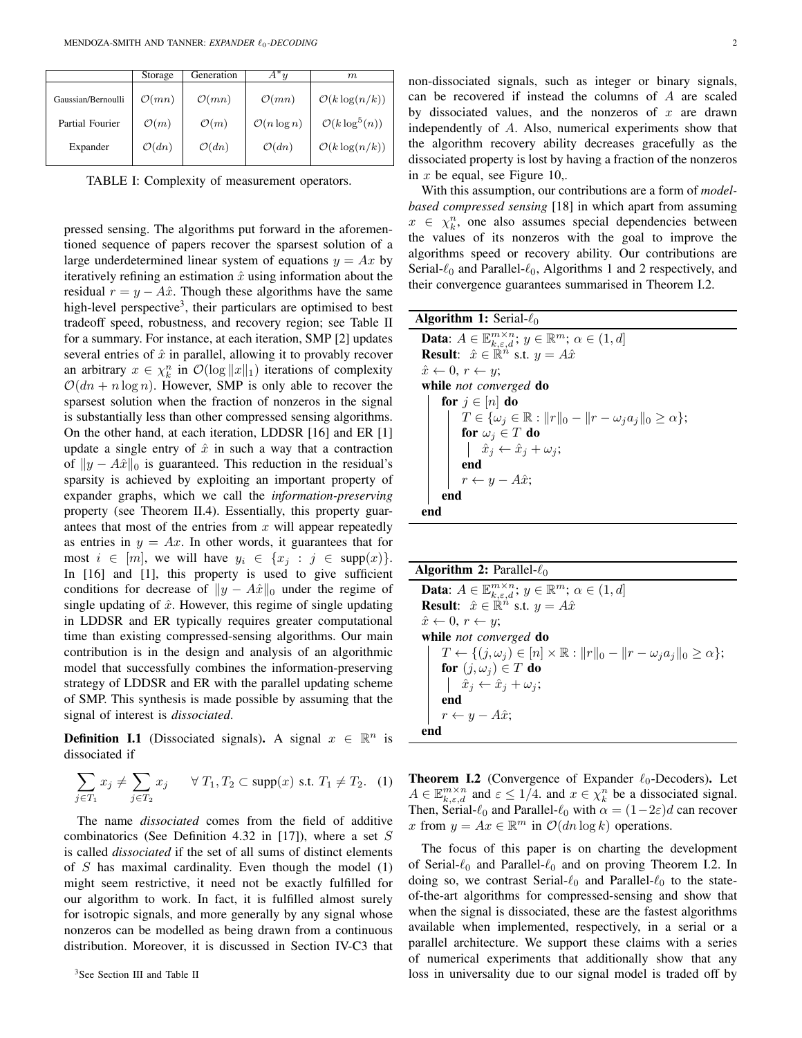|  | Storage | Generation | $A^*y$ | $m$ |
|---|---|---|---|---|
| Gaussian/Bernoulli | $\mathcal{O}(mn)$ | $\mathcal{O}(mn)$ | $\mathcal{O}(mn)$ | $\mathcal{O}(k\log(n/k))$ |
| Partial Fourier | $\mathcal{O}(m)$ | $\mathcal{O}(m)$ | $\mathcal{O}(n\log n)$ | $\mathcal{O}(k\log^5(n))$ |
| Expander | $\mathcal{O}(dn)$ | $\mathcal{O}(dn)$ | $\mathcal{O}(dn)$ | $\mathcal{O}(k\log(n/k))$ |

TABLE I: Complexity of measurement operators.

pressed sensing. The algorithms put forward in the aforementioned sequence of papers recover the sparsest solution of a large underdetermined linear system of equations $y = Ax$ by iteratively refining an estimation $\hat{x}$ using information about the residual $r = y - A\hat{x}$. Though these algorithms have the same high-level perspective[3], their particulars are optimised to best tradeoff speed, robustness, and recovery region; see Table II for a summary. For instance, at each iteration, SMP [2] updates several entries of $\hat{x}$ in parallel, allowing it to provably recover an arbitrary $x \in \chi_k^n$ in $\mathcal{O}(\log \|x\|_1)$ iterations of complexity $\mathcal{O}(dn + n\log n)$. However, SMP is only able to recover the sparsest solution when the fraction of nonzeros in the signal is substantially less than other compressed sensing algorithms. On the other hand, at each iteration, LDDSR [16] and ER [1] update a single entry of $\hat{x}$ in such a way that a contraction of $\|y - A\hat{x}\|_0$ is guaranteed. This reduction in the residual's sparsity is achieved by exploiting an important property of expander graphs, which we call the *information-preserving* property (see Theorem II.4). Essentially, this property guarantees that most of the entries from $x$ will appear repeatedly as entries in $y = Ax$. In other words, it guarantees that for most $i \in [m]$, we will have $y_i \in \{x_j : j \in \text{supp}(x)\}$. In [16] and [1], this property is used to give sufficient conditions for decrease of $\|y - A\hat{x}\|_0$ under the regime of single updating of $\hat{x}$. However, this regime of single updating in LDDSR and ER typically requires greater computational time than existing compressed-sensing algorithms. Our main contribution is in the design and analysis of an algorithmic model that successfully combines the information-preserving strategy of LDDSR and ER with the parallel updating scheme of SMP. This synthesis is made possible by assuming that the signal of interest is *dissociated*.

**Definition I.1** (Dissociated signals)**.** A signal $x \in \mathbb{R}^n$ is dissociated if

$$\sum_{j\in T_1} x_j \neq \sum_{j\in T_2} x_j \qquad \forall\, T_1, T_2 \subset \text{supp}(x) \text{ s.t. } T_1 \neq T_2. \quad (1)$$

The name *dissociated* comes from the field of additive combinatorics (See Definition 4.32 in [17]), where a set $S$ is called *dissociated* if the set of all sums of distinct elements of $S$ has maximal cardinality. Even though the model (1) might seem restrictive, it need not be exactly fulfilled for our algorithm to work. In fact, it is fulfilled almost surely for isotropic signals, and more generally by any signal whose nonzeros can be modelled as being drawn from a continuous distribution. Moreover, it is discussed in Section IV-C3 that non-dissociated signals, such as integer or binary signals, can be recovered if instead the columns of $A$ are scaled by dissociated values, and the nonzeros of $x$ are drawn independently of $A$. Also, numerical experiments show that the algorithm recovery ability decreases gracefully as the dissociated property is lost by having a fraction of the nonzeros in $x$ be equal, see Figure 10,.

[3]See Section III and Table II

With this assumption, our contributions are a form of *model-based compressed sensing* [18] in which apart from assuming $x \in \chi_k^n$, one also assumes special dependencies between the values of its nonzeros with the goal to improve the algorithms speed or recovery ability. Our contributions are Serial-$\ell_0$ and Parallel-$\ell_0$, Algorithms 1 and 2 respectively, and their convergence guarantees summarised in Theorem I.2.

```
Algorithm 1: Serial-ℓ0
Data: A ∈ E^{m×n}_{k,ε,d}; y ∈ R^m; α ∈ (1, d]
Result: x̂ ∈ R^n s.t. y = Ax̂
x̂ ← 0, r ← y;
while not converged do
    for j ∈ [n] do
        T ∈ {ω_j ∈ R : ‖r‖_0 − ‖r − ω_j a_j‖_0 ≥ α};
        for ω_j ∈ T do
            x̂_j ← x̂_j + ω_j;
        end
        r ← y − Ax̂;
    end
end
```

```
Algorithm 2: Parallel-ℓ0
Data: A ∈ E^{m×n}_{k,ε,d}; y ∈ R^m; α ∈ (1, d]
Result: x̂ ∈ R^n s.t. y = Ax̂
x̂ ← 0, r ← y;
while not converged do
    T ← {(j, ω_j) ∈ [n] × R : ‖r‖_0 − ‖r − ω_j a_j‖_0 ≥ α};
    for (j, ω_j) ∈ T do
        x̂_j ← x̂_j + ω_j;
    end
    r ← y − Ax̂;
end
```

**Theorem I.2** (Convergence of Expander $\ell_0$-Decoders)**.** Let $A \in \mathbb{E}^{m\times n}_{k,\varepsilon,d}$ and $\varepsilon \leq 1/4$. and $x \in \chi_k^n$ be a dissociated signal. Then, Serial-$\ell_0$ and Parallel-$\ell_0$ with $\alpha = (1-2\varepsilon)d$ can recover $x$ from $y = Ax \in \mathbb{R}^m$ in $\mathcal{O}(dn\log k)$ operations.

The focus of this paper is on charting the development of Serial-$\ell_0$ and Parallel-$\ell_0$ and on proving Theorem I.2. In doing so, we contrast Serial-$\ell_0$ and Parallel-$\ell_0$ to the state-of-the-art algorithms for compressed-sensing and show that when the signal is dissociated, these are the fastest algorithms available when implemented, respectively, in a serial or a parallel architecture. We support these claims with a series of numerical experiments that additionally show that any loss in universality due to our signal model is traded off by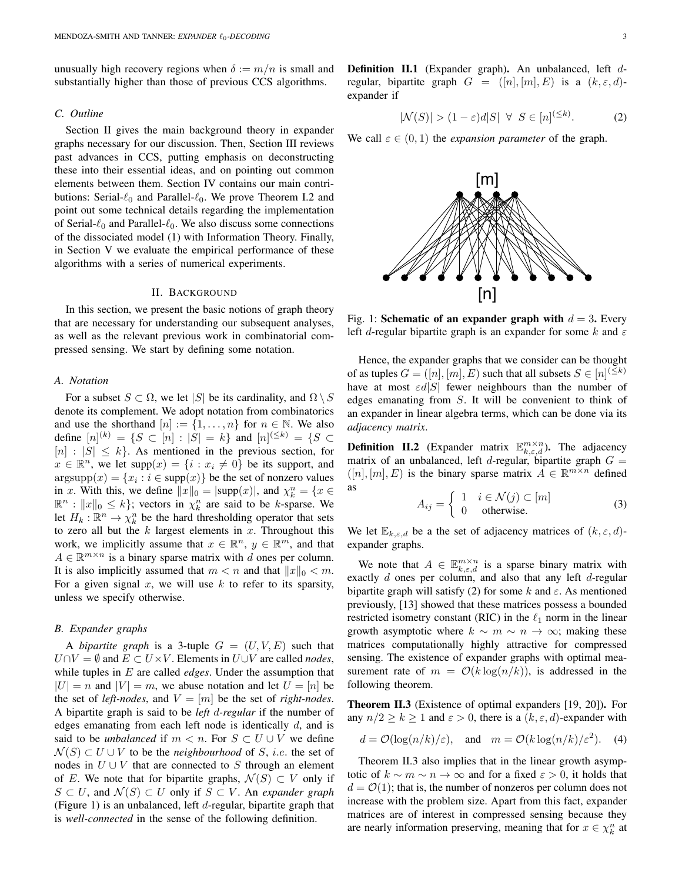unusually high recovery regions when $\delta := m/n$ is small and substantially higher than those of previous CCS algorithms.

### C. Outline

Section II gives the main background theory in expander graphs necessary for our discussion. Then, Section III reviews past advances in CCS, putting emphasis on deconstructing these into their essential ideas, and on pointing out common elements between them. Section IV contains our main contributions: Serial-$\ell_0$ and Parallel-$\ell_0$. We prove Theorem I.2 and point out some technical details regarding the implementation of Serial-$\ell_0$ and Parallel-$\ell_0$. We also discuss some connections of the dissociated model (1) with Information Theory. Finally, in Section V we evaluate the empirical performance of these algorithms with a series of numerical experiments.

## II. Background

In this section, we present the basic notions of graph theory that are necessary for understanding our subsequent analyses, as well as the relevant previous work in combinatorial compressed sensing. We start by defining some notation.

### A. Notation

For a subset $S \subset \Omega$, we let $|S|$ be its cardinality, and $\Omega \setminus S$ denote its complement. We adopt notation from combinatorics and use the shorthand $[n] := \{1, \ldots, n\}$ for $n \in \mathbb{N}$. We also define $[n]^{(k)} = \{S \subset [n] : |S| = k\}$ and $[n]^{(\leq k)} = \{S \subset [n] : |S| \leq k\}$. As mentioned in the previous section, for $x \in \mathbb{R}^n$, we let $\mathrm{supp}(x) = \{i : x_i \neq 0\}$ be its support, and $\mathrm{argsupp}(x) = \{x_i : i \in \mathrm{supp}(x)\}$ be the set of nonzero values in $x$. With this, we define $\|x\|_0 = |\mathrm{supp}(x)|$, and $\chi_k^n = \{x \in \mathbb{R}^n : \|x\|_0 \leq k\}$; vectors in $\chi_k^n$ are said to be $k$-sparse. We let $H_k : \mathbb{R}^n \to \chi_k^n$ be the hard thresholding operator that sets to zero all but the $k$ largest elements in $x$. Throughout this work, we implicitly assume that $x \in \mathbb{R}^n$, $y \in \mathbb{R}^m$, and that $A \in \mathbb{R}^{m \times n}$ is a binary sparse matrix with $d$ ones per column. It is also implicitly assumed that $m < n$ and that $\|x\|_0 < m$. For a given signal $x$, we will use $k$ to refer to its sparsity, unless we specify otherwise.

### B. Expander graphs

A *bipartite graph* is a 3-tuple $G = (U, V, E)$ such that $U \cap V = \emptyset$ and $E \subset U \times V$. Elements in $U \cup V$ are called *nodes*, while tuples in $E$ are called *edges*. Under the assumption that $|U| = n$ and $|V| = m$, we abuse notation and let $U = [n]$ be the set of *left-nodes*, and $V = [m]$ be the set of *right-nodes*. A bipartite graph is said to be *left $d$-regular* if the number of edges emanating from each left node is identically $d$, and is said to be *unbalanced* if $m < n$. For $S \subset U \cup V$ we define $\mathcal{N}(S) \subset U \cup V$ to be the *neighbourhood* of $S$, *i.e.* the set of nodes in $U \cup V$ that are connected to $S$ through an element of $E$. We note that for bipartite graphs, $\mathcal{N}(S) \subset V$ only if $S \subset U$, and $\mathcal{N}(S) \subset U$ only if $S \subset V$. An *expander graph* (Figure 1) is an unbalanced, left $d$-regular, bipartite graph that is *well-connected* in the sense of the following definition.

**Definition II.1** (Expander graph)**.** An unbalanced, left $d$-regular, bipartite graph $G = ([n], [m], E)$ is a $(k, \varepsilon, d)$-expander if

$$|\mathcal{N}(S)| > (1 - \varepsilon) d |S| \;\; \forall \;\; S \in [n]^{(\leq k)}. \tag{2}$$

We call $\varepsilon \in (0, 1)$ the *expansion parameter* of the graph.

Fig. 1: **Schematic of an expander graph with $d = 3$.** Every left $d$-regular bipartite graph is an expander for some $k$ and $\varepsilon$

Hence, the expander graphs that we consider can be thought of as tuples $G = ([n], [m], E)$ such that all subsets $S \in [n]^{(\leq k)}$ have at most $\varepsilon d |S|$ fewer neighbours than the number of edges emanating from $S$. It will be convenient to think of an expander in linear algebra terms, which can be done via its *adjacency matrix*.

**Definition II.2** (Expander matrix $\mathbb{E}_{k,\varepsilon,d}^{m \times n}$)**.** The adjacency matrix of an unbalanced, left $d$-regular, bipartite graph $G = ([n], [m], E)$ is the binary sparse matrix $A \in \mathbb{R}^{m \times n}$ defined as

$$A_{ij} = \begin{cases} 1 & i \in \mathcal{N}(j) \subset [m] \\ 0 & \text{otherwise.} \end{cases} \tag{3}$$

We let $\mathbb{E}_{k,\varepsilon,d}$ be a the set of adjacency matrices of $(k, \varepsilon, d)$-expander graphs.

We note that $A \in \mathbb{E}_{k,\varepsilon,d}^{m \times n}$ is a sparse binary matrix with exactly $d$ ones per column, and also that any left $d$-regular bipartite graph will satisfy (2) for some $k$ and $\varepsilon$. As mentioned previously, [13] showed that these matrices possess a bounded restricted isometry constant (RIC) in the $\ell_1$ norm in the linear growth asymptotic where $k \sim m \sim n \to \infty$; making these matrices computationally highly attractive for compressed sensing. The existence of expander graphs with optimal measurement rate of $m = \mathcal{O}(k \log(n/k))$, is addressed in the following theorem.

**Theorem II.3** (Existence of optimal expanders [19, 20])**.** For any $n/2 \geq k \geq 1$ and $\varepsilon > 0$, there is a $(k, \varepsilon, d)$-expander with

$$d = \mathcal{O}(\log(n/k)/\varepsilon), \quad \text{and} \quad m = \mathcal{O}(k \log(n/k)/\varepsilon^2). \tag{4}$$

Theorem II.3 also implies that in the linear growth asymptotic of $k \sim m \sim n \to \infty$ and for a fixed $\varepsilon > 0$, it holds that $d = \mathcal{O}(1)$; that is, the number of nonzeros per column does not increase with the problem size. Apart from this fact, expander matrices are of interest in compressed sensing because they are nearly information preserving, meaning that for $x \in \chi_k^n$ at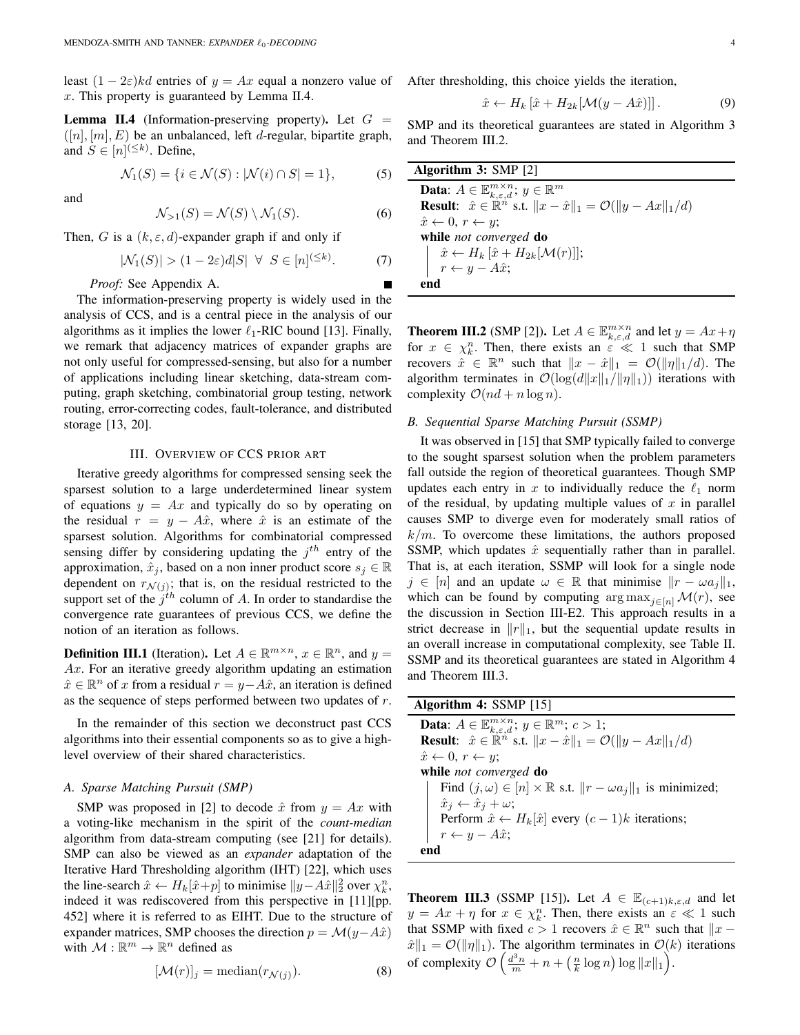least $(1-2\varepsilon)kd$ entries of $y = Ax$ equal a nonzero value of $x$. This property is guaranteed by Lemma II.4.

**Lemma II.4** (Information-preserving property)**.** Let $G = ([n],[m],E)$ be an unbalanced, left $d$-regular, bipartite graph, and $S \in [n]^{(\leq k)}$. Define,

$$\mathcal{N}_1(S) = \{i \in \mathcal{N}(S) : |\mathcal{N}(i) \cap S| = 1\}, \tag{5}$$

and

$$\mathcal{N}_{>1}(S) = \mathcal{N}(S) \setminus \mathcal{N}_1(S). \tag{6}$$

Then, $G$ is a $(k,\varepsilon,d)$-expander graph if and only if

$$|\mathcal{N}_1(S)| > (1-2\varepsilon)d|S| \;\; \forall \;\; S \in [n]^{(\leq k)}. \tag{7}$$

*Proof:* See Appendix A. ∎

The information-preserving property is widely used in the analysis of CCS, and is a central piece in the analysis of our algorithms as it implies the lower $\ell_1$-RIC bound [13]. Finally, we remark that adjacency matrices of expander graphs are not only useful for compressed-sensing, but also for a number of applications including linear sketching, data-stream computing, graph sketching, combinatorial group testing, network routing, error-correcting codes, fault-tolerance, and distributed storage [13, 20].

## III. Overview of CCS prior art

Iterative greedy algorithms for compressed sensing seek the sparsest solution to a large underdetermined linear system of equations $y = Ax$ and typically do so by operating on the residual $r = y - A\hat{x}$, where $\hat{x}$ is an estimate of the sparsest solution. Algorithms for combinatorial compressed sensing differ by considering updating the $j^{th}$ entry of the approximation, $\hat{x}_j$, based on a non inner product score $s_j \in \mathbb{R}$ dependent on $r_{\mathcal{N}(j)}$; that is, on the residual restricted to the support set of the $j^{th}$ column of $A$. In order to standardise the convergence rate guarantees of previous CCS, we define the notion of an iteration as follows.

**Definition III.1** (Iteration)**.** Let $A \in \mathbb{R}^{m\times n}$, $x \in \mathbb{R}^n$, and $y = Ax$. For an iterative greedy algorithm updating an estimation $\hat{x} \in \mathbb{R}^n$ of $x$ from a residual $r = y - A\hat{x}$, an iteration is defined as the sequence of steps performed between two updates of $r$.

In the remainder of this section we deconstruct past CCS algorithms into their essential components so as to give a high-level overview of their shared characteristics.

### A. Sparse Matching Pursuit (SMP)

SMP was proposed in [2] to decode $\hat{x}$ from $y = Ax$ with a voting-like mechanism in the spirit of the *count-median* algorithm from data-stream computing (see [21] for details). SMP can also be viewed as an *expander* adaptation of the Iterative Hard Thresholding algorithm (IHT) [22], which uses the line-search $\hat{x} \leftarrow H_k[\hat{x}+p]$ to minimise $\|y - A\hat{x}\|_2^2$ over $\chi_k^n$, indeed it was rediscovered from this perspective in [11][pp. 452] where it is referred to as EIHT. Due to the structure of expander matrices, SMP chooses the direction $p = \mathcal{M}(y - A\hat{x})$ with $\mathcal{M} : \mathbb{R}^m \to \mathbb{R}^n$ defined as

$$[\mathcal{M}(r)]_j = \mathrm{median}(r_{\mathcal{N}(j)}). \tag{8}$$

After thresholding, this choice yields the iteration,

$$\hat{x} \leftarrow H_k\left[\hat{x} + H_{2k}[\mathcal{M}(y - A\hat{x})]\right]. \tag{9}$$

SMP and its theoretical guarantees are stated in Algorithm 3 and Theorem III.2.

---

**Algorithm 3:** SMP [2]

**Data**: $A \in \mathbb{E}_{k,\varepsilon,d}^{m\times n}$; $y \in \mathbb{R}^m$
**Result**: $\hat{x} \in \mathbb{R}^n$ s.t. $\|x - \hat{x}\|_1 = \mathcal{O}(\|y - Ax\|_1/d)$
$\hat{x} \leftarrow 0$, $r \leftarrow y$;
**while** *not converged* **do**
  $\hat{x} \leftarrow H_k\left[\hat{x} + H_{2k}[\mathcal{M}(r)]\right]$;
  $r \leftarrow y - A\hat{x}$;
**end**

---

**Theorem III.2** (SMP [2])**.** Let $A \in \mathbb{E}_{k,\varepsilon,d}^{m\times n}$ and let $y = Ax + \eta$ for $x \in \chi_k^n$. Then, there exists an $\varepsilon \ll 1$ such that SMP recovers $\hat{x} \in \mathbb{R}^n$ such that $\|x - \hat{x}\|_1 = \mathcal{O}(\|\eta\|_1/d)$. The algorithm terminates in $\mathcal{O}(\log(d\|x\|_1/\|\eta\|_1))$ iterations with complexity $\mathcal{O}(nd + n\log n)$.

### B. Sequential Sparse Matching Pursuit (SSMP)

It was observed in [15] that SMP typically failed to converge to the sought sparsest solution when the problem parameters fall outside the region of theoretical guarantees. Though SMP updates each entry in $x$ to individually reduce the $\ell_1$ norm of the residual, by updating multiple values of $x$ in parallel causes SMP to diverge even for moderately small ratios of $k/m$. To overcome these limitations, the authors proposed SSMP, which updates $\hat{x}$ sequentially rather than in parallel. That is, at each iteration, SSMP will look for a single node $j \in [n]$ and an update $\omega \in \mathbb{R}$ that minimise $\|r - \omega a_j\|_1$, which can be found by computing $\arg\max_{j\in[n]} \mathcal{M}(r)$, see the discussion in Section III-E2. This approach results in a strict decrease in $\|r\|_1$, but the sequential update results in an overall increase in computational complexity, see Table II. SSMP and its theoretical guarantees are stated in Algorithm 4 and Theorem III.3.

---

**Algorithm 4:** SSMP [15]

**Data**: $A \in \mathbb{E}_{k,\varepsilon,d}^{m\times n}$; $y \in \mathbb{R}^m$; $c > 1$;
**Result**: $\hat{x} \in \mathbb{R}^n$ s.t. $\|x - \hat{x}\|_1 = \mathcal{O}(\|y - Ax\|_1/d)$
$\hat{x} \leftarrow 0$, $r \leftarrow y$;
**while** *not converged* **do**
  Find $(j,\omega) \in [n] \times \mathbb{R}$ s.t. $\|r - \omega a_j\|_1$ is minimized;
  $\hat{x}_j \leftarrow \hat{x}_j + \omega$;
  Perform $\hat{x} \leftarrow H_k[\hat{x}]$ every $(c-1)k$ iterations;
  $r \leftarrow y - A\hat{x}$;
**end**

---

**Theorem III.3** (SSMP [15])**.** Let $A \in \mathbb{E}_{(c+1)k,\varepsilon,d}$ and let $y = Ax + \eta$ for $x \in \chi_k^n$. Then, there exists an $\varepsilon \ll 1$ such that SSMP with fixed $c > 1$ recovers $\hat{x} \in \mathbb{R}^n$ such that $\|x - \hat{x}\|_1 = \mathcal{O}(\|\eta\|_1)$. The algorithm terminates in $\mathcal{O}(k)$ iterations of complexity $\mathcal{O}\left(\frac{d^3 n}{m} + n + \left(\frac{n}{k}\log n\right)\log\|x\|_1\right)$.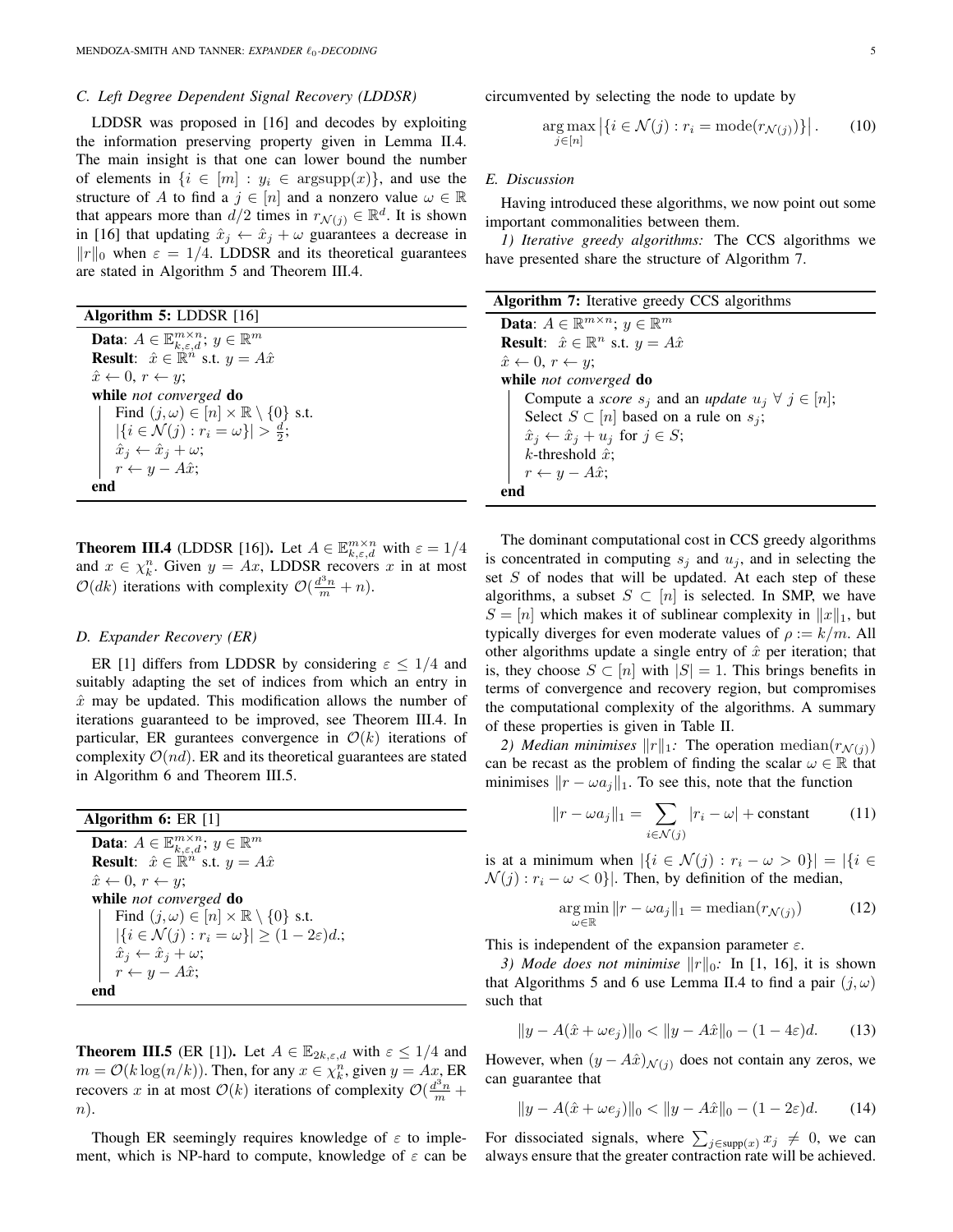### C. Left Degree Dependent Signal Recovery (LDDSR)

LDDSR was proposed in [16] and decodes by exploiting the information preserving property given in Lemma II.4. The main insight is that one can lower bound the number of elements in $\{i \in [m] : y_i \in \text{argsupp}(x)\}$, and use the structure of $A$ to find a $j \in [n]$ and a nonzero value $\omega \in \mathbb{R}$ that appears more than $d/2$ times in $r_{\mathcal{N}(j)} \in \mathbb{R}^d$. It is shown in [16] that updating $\hat{x}_j \leftarrow \hat{x}_j + \omega$ guarantees a decrease in $\|r\|_0$ when $\varepsilon = 1/4$. LDDSR and its theoretical guarantees are stated in Algorithm 5 and Theorem III.4.

**Algorithm 5:** LDDSR [16]

```
Data: A ∈ E^{m×n}_{k,ε,d}; y ∈ R^m
Result: x̂ ∈ R^n s.t. y = Ax̂
x̂ ← 0, r ← y;
while not converged do
    Find (j, ω) ∈ [n] × R \ {0} s.t.
    |{i ∈ N(j) : r_i = ω}| > d/2;
    x̂_j ← x̂_j + ω;
    r ← y − Ax̂;
end
```

**Theorem III.4** (LDDSR [16]). Let $A \in \mathbb{E}^{m\times n}_{k,\varepsilon,d}$ with $\varepsilon = 1/4$ and $x \in \chi^n_k$. Given $y = Ax$, LDDSR recovers $x$ in at most $\mathcal{O}(dk)$ iterations with complexity $\mathcal{O}(\frac{d^3 n}{m} + n)$.

### D. Expander Recovery (ER)

ER [1] differs from LDDSR by considering $\varepsilon \leq 1/4$ and suitably adapting the set of indices from which an entry in $\hat{x}$ may be updated. This modification allows the number of iterations guaranteed to be improved, see Theorem III.4. In particular, ER gurantees convergence in $\mathcal{O}(k)$ iterations of complexity $\mathcal{O}(nd)$. ER and its theoretical guarantees are stated in Algorithm 6 and Theorem III.5.

**Algorithm 6:** ER [1]

```
Data: A ∈ E^{m×n}_{k,ε,d}; y ∈ R^m
Result: x̂ ∈ R^n s.t. y = Ax̂
x̂ ← 0, r ← y;
while not converged do
    Find (j, ω) ∈ [n] × R \ {0} s.t.
    |{i ∈ N(j) : r_i = ω}| ≥ (1 − 2ε)d.;
    x̂_j ← x̂_j + ω;
    r ← y − Ax̂;
end
```

**Theorem III.5** (ER [1]). Let $A \in \mathbb{E}_{2k,\varepsilon,d}$ with $\varepsilon \leq 1/4$ and $m = \mathcal{O}(k \log(n/k))$. Then, for any $x \in \chi^n_k$, given $y = Ax$, ER recovers $x$ in at most $\mathcal{O}(k)$ iterations of complexity $\mathcal{O}(\frac{d^3 n}{m} + n)$.

Though ER seemingly requires knowledge of $\varepsilon$ to implement, which is NP-hard to compute, knowledge of $\varepsilon$ can be circumvented by selecting the node to update by

$$\underset{j\in[n]}{\arg\max} \left|\{i \in \mathcal{N}(j) : r_i = \text{mode}(r_{\mathcal{N}(j)})\}\right|. \tag{10}$$

### E. Discussion

Having introduced these algorithms, we now point out some important commonalities between them.

*1) Iterative greedy algorithms:* The CCS algorithms we have presented share the structure of Algorithm 7.

**Algorithm 7:** Iterative greedy CCS algorithms

```
Data: A ∈ R^{m×n}; y ∈ R^m
Result: x̂ ∈ R^n s.t. y = Ax̂
x̂ ← 0, r ← y;
while not converged do
    Compute a score s_j and an update u_j ∀ j ∈ [n];
    Select S ⊂ [n] based on a rule on s_j;
    x̂_j ← x̂_j + u_j for j ∈ S;
    k-threshold x̂;
    r ← y − Ax̂;
end
```

The dominant computational cost in CCS greedy algorithms is concentrated in computing $s_j$ and $u_j$, and in selecting the set $S$ of nodes that will be updated. At each step of these algorithms, a subset $S \subset [n]$ is selected. In SMP, we have $S = [n]$ which makes it of sublinear complexity in $\|x\|_1$, but typically diverges for even moderate values of $\rho := k/m$. All other algorithms update a single entry of $\hat{x}$ per iteration; that is, they choose $S \subset [n]$ with $|S| = 1$. This brings benefits in terms of convergence and recovery region, but compromises the computational complexity of the algorithms. A summary of these properties is given in Table II.

*2) Median minimises $\|r\|_1$:* The operation $\text{median}(r_{\mathcal{N}(j)})$ can be recast as the problem of finding the scalar $\omega \in \mathbb{R}$ that minimises $\|r - \omega a_j\|_1$. To see this, note that the function

$$\|r - \omega a_j\|_1 = \sum_{i\in\mathcal{N}(j)} |r_i - \omega| + \text{constant} \tag{11}$$

is at a minimum when $|\{i \in \mathcal{N}(j) : r_i - \omega > 0\}| = |\{i \in \mathcal{N}(j) : r_i - \omega < 0\}|$. Then, by definition of the median,

$$\underset{\omega\in\mathbb{R}}{\arg\min} \|r - \omega a_j\|_1 = \text{median}(r_{\mathcal{N}(j)}) \tag{12}$$

This is independent of the expansion parameter $\varepsilon$.

*3) Mode does not minimise $\|r\|_0$:* In [1, 16], it is shown that Algorithms 5 and 6 use Lemma II.4 to find a pair $(j, \omega)$ such that

$$\|y - A(\hat{x} + \omega e_j)\|_0 < \|y - A\hat{x}\|_0 - (1 - 4\varepsilon)d. \tag{13}$$

However, when $(y - A\hat{x})_{\mathcal{N}(j)}$ does not contain any zeros, we can guarantee that

$$\|y - A(\hat{x} + \omega e_j)\|_0 < \|y - A\hat{x}\|_0 - (1 - 2\varepsilon)d. \tag{14}$$

For dissociated signals, where $\sum_{j\in\text{supp}(x)} x_j \neq 0$, we can always ensure that the greater contraction rate will be achieved.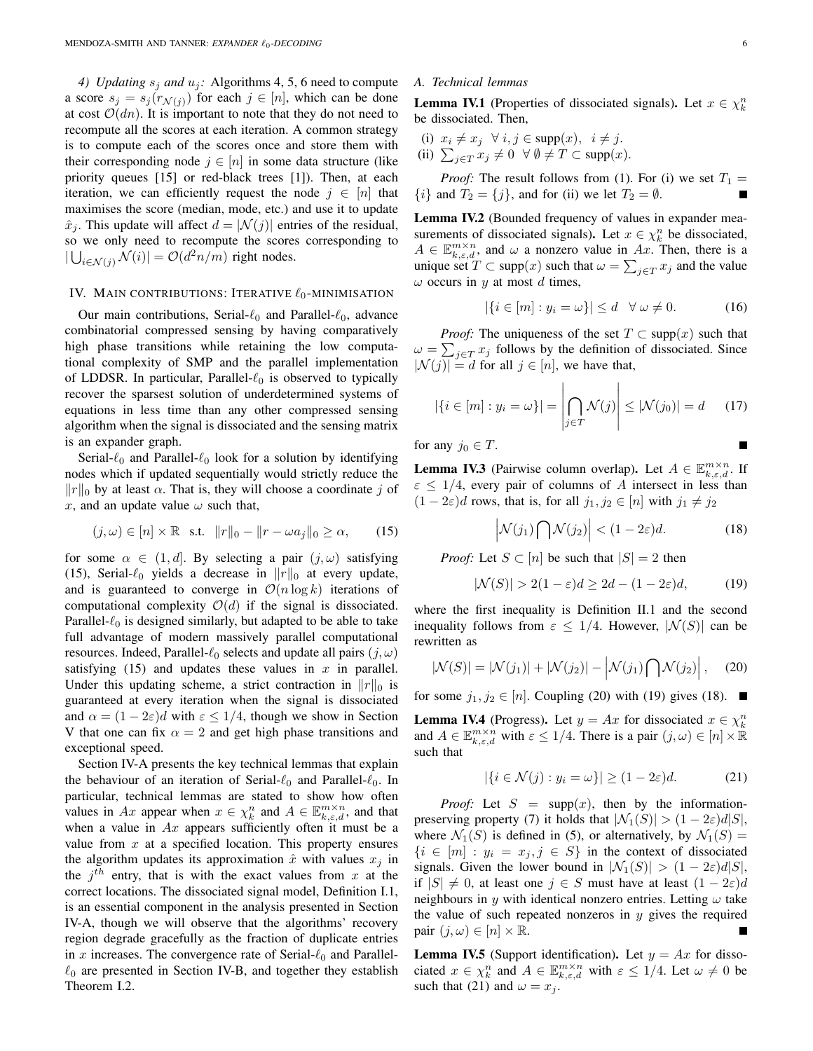*4) Updating $s_j$ and $u_j$:* Algorithms 4, 5, 6 need to compute a score $s_j = s_j(r_{\mathcal{N}(j)})$ for each $j \in [n]$, which can be done at cost $\mathcal{O}(dn)$. It is important to note that they do not need to recompute all the scores at each iteration. A common strategy is to compute each of the scores once and store them with their corresponding node $j \in [n]$ in some data structure (like priority queues [15] or red-black trees [1]). Then, at each iteration, we can efficiently request the node $j \in [n]$ that maximises the score (median, mode, etc.) and use it to update $\hat{x}_j$. This update will affect $d = |\mathcal{N}(j)|$ entries of the residual, so we only need to recompute the scores corresponding to $|\bigcup_{i \in \mathcal{N}(j)} \mathcal{N}(i)| = \mathcal{O}(d^2 n/m)$ right nodes.

## IV. Main contributions: Iterative $\ell_0$-minimisation

Our main contributions, Serial-$\ell_0$ and Parallel-$\ell_0$, advance combinatorial compressed sensing by having comparatively high phase transitions while retaining the low computational complexity of SMP and the parallel implementation of LDDSR. In particular, Parallel-$\ell_0$ is observed to typically recover the sparsest solution of underdetermined systems of equations in less time than any other compressed sensing algorithm when the signal is dissociated and the sensing matrix is an expander graph.

Serial-$\ell_0$ and Parallel-$\ell_0$ look for a solution by identifying nodes which if updated sequentially would strictly reduce the $\|r\|_0$ by at least $\alpha$. That is, they will choose a coordinate $j$ of $x$, and an update value $\omega$ such that,

$$(j, \omega) \in [n] \times \mathbb{R} \quad \text{s.t.} \quad \|r\|_0 - \|r - \omega a_j\|_0 \geq \alpha, \tag{15}$$

for some $\alpha \in (1, d]$. By selecting a pair $(j, \omega)$ satisfying (15), Serial-$\ell_0$ yields a decrease in $\|r\|_0$ at every update, and is guaranteed to converge in $\mathcal{O}(n \log k)$ iterations of computational complexity $\mathcal{O}(d)$ if the signal is dissociated. Parallel-$\ell_0$ is designed similarly, but adapted to be able to take full advantage of modern massively parallel computational resources. Indeed, Parallel-$\ell_0$ selects and update all pairs $(j, \omega)$ satisfying (15) and updates these values in $x$ in parallel. Under this updating scheme, a strict contraction in $\|r\|_0$ is guaranteed at every iteration when the signal is dissociated and $\alpha = (1 - 2\varepsilon)d$ with $\varepsilon \leq 1/4$, though we show in Section V that one can fix $\alpha = 2$ and get high phase transitions and exceptional speed.

Section IV-A presents the key technical lemmas that explain the behaviour of an iteration of Serial-$\ell_0$ and Parallel-$\ell_0$. In particular, technical lemmas are stated to show how often values in $Ax$ appear when $x \in \chi_k^n$ and $A \in \mathbb{E}_{k,\varepsilon,d}^{m \times n}$, and that when a value in $Ax$ appears sufficiently often it must be a value from $x$ at a specified location. This property ensures the algorithm updates its approximation $\hat{x}$ with values $x_j$ in the $j^{th}$ entry, that is with the exact values from $x$ at the correct locations. The dissociated signal model, Definition I.1, is an essential component in the analysis presented in Section IV-A, though we will observe that the algorithms' recovery region degrade gracefully as the fraction of duplicate entries in $x$ increases. The convergence rate of Serial-$\ell_0$ and Parallel-$\ell_0$ are presented in Section IV-B, and together they establish Theorem I.2.

### A. Technical lemmas

**Lemma IV.1** (Properties of dissociated signals)**.** Let $x \in \chi_k^n$ be dissociated. Then,

(i) $x_i \neq x_j \;\; \forall\, i, j \in \operatorname{supp}(x), \;\; i \neq j.$
(ii) $\sum_{j \in T} x_j \neq 0 \;\; \forall\, \emptyset \neq T \subset \operatorname{supp}(x).$

*Proof:* The result follows from (1). For (i) we set $T_1 = \{i\}$ and $T_2 = \{j\}$, and for (ii) we let $T_2 = \emptyset$. ∎

**Lemma IV.2** (Bounded frequency of values in expander measurements of dissociated signals)**.** Let $x \in \chi_k^n$ be dissociated, $A \in \mathbb{E}_{k,\varepsilon,d}^{m \times n}$, and $\omega$ a nonzero value in $Ax$. Then, there is a unique set $T \subset \operatorname{supp}(x)$ such that $\omega = \sum_{j \in T} x_j$ and the value $\omega$ occurs in $y$ at most $d$ times,

$$|\{i \in [m] : y_i = \omega\}| \leq d \quad \forall\, \omega \neq 0. \tag{16}$$

*Proof:* The uniqueness of the set $T \subset \operatorname{supp}(x)$ such that $\omega = \sum_{j \in T} x_j$ follows by the definition of dissociated. Since $|\mathcal{N}(j)| = d$ for all $j \in [n]$, we have that,

$$|\{i \in [m] : y_i = \omega\}| = \left| \bigcap_{j \in T} \mathcal{N}(j) \right| \leq |\mathcal{N}(j_0)| = d \tag{17}$$

for any $j_0 \in T$. ∎

**Lemma IV.3** (Pairwise column overlap)**.** Let $A \in \mathbb{E}_{k,\varepsilon,d}^{m \times n}$. If $\varepsilon \leq 1/4$, every pair of columns of $A$ intersect in less than $(1 - 2\varepsilon)d$ rows, that is, for all $j_1, j_2 \in [n]$ with $j_1 \neq j_2$

$$\left| \mathcal{N}(j_1) \bigcap \mathcal{N}(j_2) \right| < (1 - 2\varepsilon)d. \tag{18}$$

*Proof:* Let $S \subset [n]$ be such that $|S| = 2$ then

$$|\mathcal{N}(S)| > 2(1 - \varepsilon)d \geq 2d - (1 - 2\varepsilon)d, \tag{19}$$

where the first inequality is Definition II.1 and the second inequality follows from $\varepsilon \leq 1/4$. However, $|\mathcal{N}(S)|$ can be rewritten as

$$|\mathcal{N}(S)| = |\mathcal{N}(j_1)| + |\mathcal{N}(j_2)| - \left| \mathcal{N}(j_1) \bigcap \mathcal{N}(j_2) \right|, \tag{20}$$

for some $j_1, j_2 \in [n]$. Coupling (20) with (19) gives (18). ∎

**Lemma IV.4** (Progress)**.** Let $y = Ax$ for dissociated $x \in \chi_k^n$ and $A \in \mathbb{E}_{k,\varepsilon,d}^{m \times n}$ with $\varepsilon \leq 1/4$. There is a pair $(j, \omega) \in [n] \times \mathbb{R}$ such that

$$|\{i \in \mathcal{N}(j) : y_i = \omega\}| \geq (1 - 2\varepsilon)d. \tag{21}$$

*Proof:* Let $S = \operatorname{supp}(x)$, then by the information-preserving property (7) it holds that $|\mathcal{N}_1(S)| > (1 - 2\varepsilon)d|S|$, where $\mathcal{N}_1(S)$ is defined in (5), or alternatively, by $\mathcal{N}_1(S) = \{i \in [m] : y_i = x_j, j \in S\}$ in the context of dissociated signals. Given the lower bound in $|\mathcal{N}_1(S)| > (1 - 2\varepsilon)d|S|$, if $|S| \neq 0$, at least one $j \in S$ must have at least $(1 - 2\varepsilon)d$ neighbours in $y$ with identical nonzero entries. Letting $\omega$ take the value of such repeated nonzeros in $y$ gives the required pair $(j, \omega) \in [n] \times \mathbb{R}$. ∎

**Lemma IV.5** (Support identification)**.** Let $y = Ax$ for dissociated $x \in \chi_k^n$ and $A \in \mathbb{E}_{k,\varepsilon,d}^{m \times n}$ with $\varepsilon \leq 1/4$. Let $\omega \neq 0$ be such that (21) and $\omega = x_j$.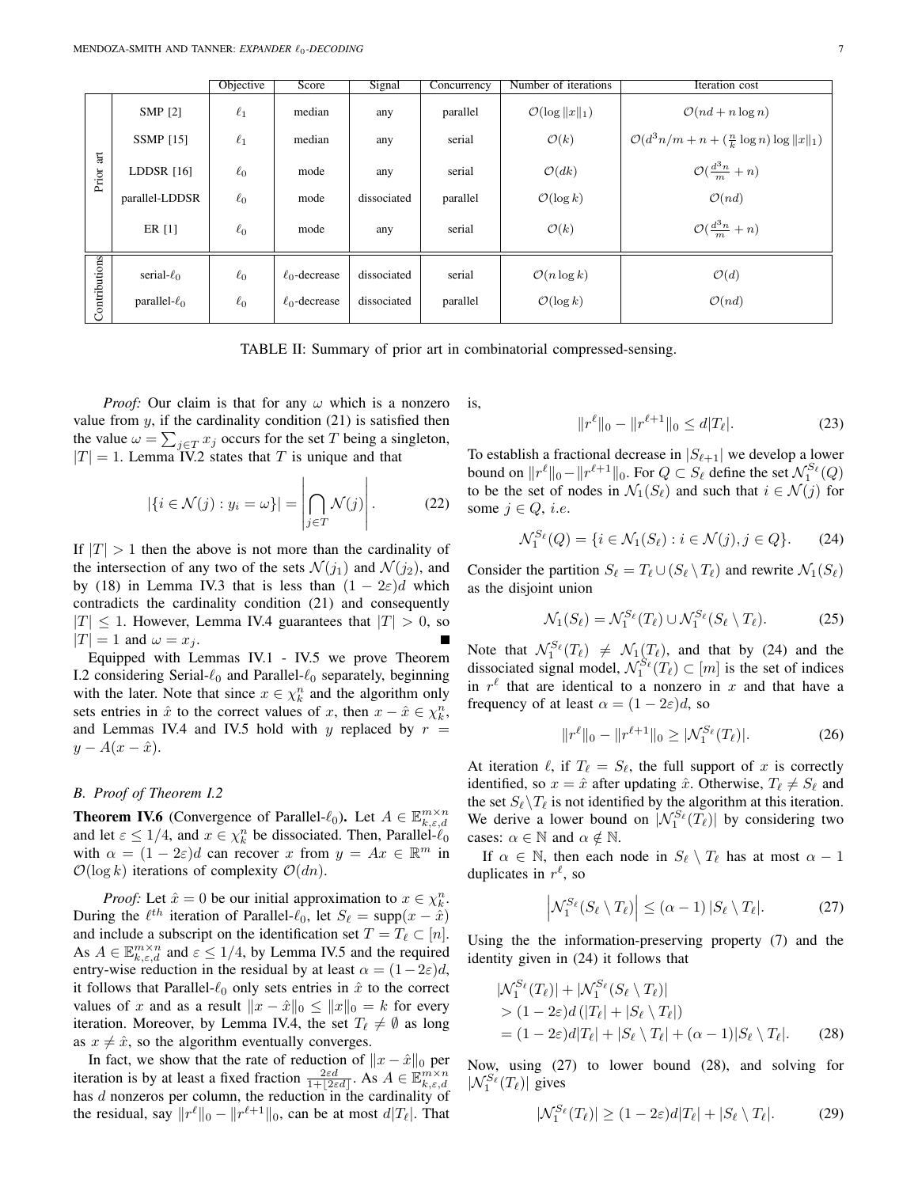| | | Objective | Score | Signal | Concurrency | Number of iterations | Iteration cost |
|---|---|---|---|---|---|---|---|
| Prior art | SMP [2] | $\ell_1$ | median | any | parallel | $\mathcal{O}(\log \|x\|_1)$ | $\mathcal{O}(nd + n \log n)$ |
| | SSMP [15] | $\ell_1$ | median | any | serial | $\mathcal{O}(k)$ | $\mathcal{O}(d^3 n/m + n + (\frac{n}{k} \log n) \log \|x\|_1)$ |
| | LDDSR [16] | $\ell_0$ | mode | any | serial | $\mathcal{O}(dk)$ | $\mathcal{O}(\frac{d^3 n}{m} + n)$ |
| | parallel-LDDSR | $\ell_0$ | mode | dissociated | parallel | $\mathcal{O}(\log k)$ | $\mathcal{O}(nd)$ |
| | ER [1] | $\ell_0$ | mode | any | serial | $\mathcal{O}(k)$ | $\mathcal{O}(\frac{d^3 n}{m} + n)$ |
| Contributions | serial-$\ell_0$ | $\ell_0$ | $\ell_0$-decrease | dissociated | serial | $\mathcal{O}(n \log k)$ | $\mathcal{O}(d)$ |
| | parallel-$\ell_0$ | $\ell_0$ | $\ell_0$-decrease | dissociated | parallel | $\mathcal{O}(\log k)$ | $\mathcal{O}(nd)$ |

TABLE II: Summary of prior art in combinatorial compressed-sensing.

*Proof:* Our claim is that for any $\omega$ which is a nonzero value from $y$, if the cardinality condition (21) is satisfied then the value $\omega = \sum_{j \in T} x_j$ occurs for the set $T$ being a singleton, $|T| = 1$. Lemma IV.2 states that $T$ is unique and that

$$|\{i \in \mathcal{N}(j) : y_i = \omega\}| = \left| \bigcap_{j \in T} \mathcal{N}(j) \right|. \tag{22}$$

If $|T| > 1$ then the above is not more than the cardinality of the intersection of any two of the sets $\mathcal{N}(j_1)$ and $\mathcal{N}(j_2)$, and by (18) in Lemma IV.3 that is less than $(1 - 2\varepsilon)d$ which contradicts the cardinality condition (21) and consequently $|T| \leq 1$. However, Lemma IV.4 guarantees that $|T| > 0$, so $|T| = 1$ and $\omega = x_j$. ∎

Equipped with Lemmas IV.1 - IV.5 we prove Theorem I.2 considering Serial-$\ell_0$ and Parallel-$\ell_0$ separately, beginning with the later. Note that since $x \in \chi_k^n$ and the algorithm only sets entries in $\hat{x}$ to the correct values of $x$, then $x - \hat{x} \in \chi_k^n$, and Lemmas IV.4 and IV.5 hold with $y$ replaced by $r = y - A(x - \hat{x})$.

### B. Proof of Theorem I.2

**Theorem IV.6** **(Convergence of Parallel-$\ell_0$).** Let $A \in \mathbb{E}_{k,\varepsilon,d}^{m \times n}$ and let $\varepsilon \leq 1/4$, and $x \in \chi_k^n$ be dissociated. Then, Parallel-$\ell_0$ with $\alpha = (1 - 2\varepsilon)d$ can recover $x$ from $y = Ax \in \mathbb{R}^m$ in $\mathcal{O}(\log k)$ iterations of complexity $\mathcal{O}(dn)$.

*Proof:* Let $\hat{x} = 0$ be our initial approximation to $x \in \chi_k^n$. During the $\ell^{th}$ iteration of Parallel-$\ell_0$, let $S_\ell = \text{supp}(x - \hat{x})$ and include a subscript on the identification set $T = T_\ell \subset [n]$. As $A \in \mathbb{E}_{k,\varepsilon,d}^{m \times n}$ and $\varepsilon \leq 1/4$, by Lemma IV.5 and the required entry-wise reduction in the residual by at least $\alpha = (1 - 2\varepsilon)d$, it follows that Parallel-$\ell_0$ only sets entries in $\hat{x}$ to the correct values of $x$ and as a result $\|x - \hat{x}\|_0 \leq \|x\|_0 = k$ for every iteration. Moreover, by Lemma IV.4, the set $T_\ell \neq \emptyset$ as long as $x \neq \hat{x}$, so the algorithm eventually converges.

In fact, we show that the rate of reduction of $\|x - \hat{x}\|_0$ per iteration is by at least a fixed fraction $\frac{2\varepsilon d}{1 + \lfloor 2\varepsilon d \rfloor}$. As $A \in \mathbb{E}_{k,\varepsilon,d}^{m \times n}$ has $d$ nonzeros per column, the reduction in the cardinality of the residual, say $\|r^\ell\|_0 - \|r^{\ell+1}\|_0$, can be at most $d|T_\ell|$. That is,

$$\|r^\ell\|_0 - \|r^{\ell+1}\|_0 \leq d|T_\ell|. \tag{23}$$

To establish a fractional decrease in $|S_{\ell+1}|$ we develop a lower bound on $\|r^\ell\|_0 - \|r^{\ell+1}\|_0$. For $Q \subset S_\ell$ define the set $\mathcal{N}_1^{S_\ell}(Q)$ to be the set of nodes in $\mathcal{N}_1(S_\ell)$ and such that $i \in \mathcal{N}(j)$ for some $j \in Q$, *i.e.*

$$\mathcal{N}_1^{S_\ell}(Q) = \{i \in \mathcal{N}_1(S_\ell) : i \in \mathcal{N}(j), j \in Q\}. \tag{24}$$

Consider the partition $S_\ell = T_\ell \cup (S_\ell \setminus T_\ell)$ and rewrite $\mathcal{N}_1(S_\ell)$ as the disjoint union

$$\mathcal{N}_1(S_\ell) = \mathcal{N}_1^{S_\ell}(T_\ell) \cup \mathcal{N}_1^{S_\ell}(S_\ell \setminus T_\ell). \tag{25}$$

Note that $\mathcal{N}_1^{S_\ell}(T_\ell) \neq \mathcal{N}_1(T_\ell)$, and that by (24) and the dissociated signal model, $\mathcal{N}_1^{S_\ell}(T_\ell) \subset [m]$ is the set of indices in $r^\ell$ that are identical to a nonzero in $x$ and that have a frequency of at least $\alpha = (1 - 2\varepsilon)d$, so

$$\|r^\ell\|_0 - \|r^{\ell+1}\|_0 \geq |\mathcal{N}_1^{S_\ell}(T_\ell)|. \tag{26}$$

At iteration $\ell$, if $T_\ell = S_\ell$, the full support of $x$ is correctly identified, so $x = \hat{x}$ after updating $\hat{x}$. Otherwise, $T_\ell \neq S_\ell$ and the set $S_\ell \setminus T_\ell$ is not identified by the algorithm at this iteration. We derive a lower bound on $|\mathcal{N}_1^{S_\ell}(T_\ell)|$ by considering two cases: $\alpha \in \mathbb{N}$ and $\alpha \notin \mathbb{N}$.

If $\alpha \in \mathbb{N}$, then each node in $S_\ell \setminus T_\ell$ has at most $\alpha - 1$ duplicates in $r^\ell$, so

$$\left|\mathcal{N}_1^{S_\ell}(S_\ell \setminus T_\ell)\right| \leq (\alpha - 1)\,|S_\ell \setminus T_\ell|. \tag{27}$$

Using the the information-preserving property (7) and the identity given in (24) it follows that

$$\begin{aligned}
&|\mathcal{N}_1^{S_\ell}(T_\ell)| + |\mathcal{N}_1^{S_\ell}(S_\ell \setminus T_\ell)| \\
&> (1 - 2\varepsilon)d\,(|T_\ell| + |S_\ell \setminus T_\ell|) \\
&= (1 - 2\varepsilon)d|T_\ell| + |S_\ell \setminus T_\ell| + (\alpha - 1)|S_\ell \setminus T_\ell|.
\end{aligned} \tag{28}$$

Now, using (27) to lower bound (28), and solving for $|\mathcal{N}_1^{S_\ell}(T_\ell)|$ gives

$$|\mathcal{N}_1^{S_\ell}(T_\ell)| \geq (1 - 2\varepsilon)d|T_\ell| + |S_\ell \setminus T_\ell|. \tag{29}$$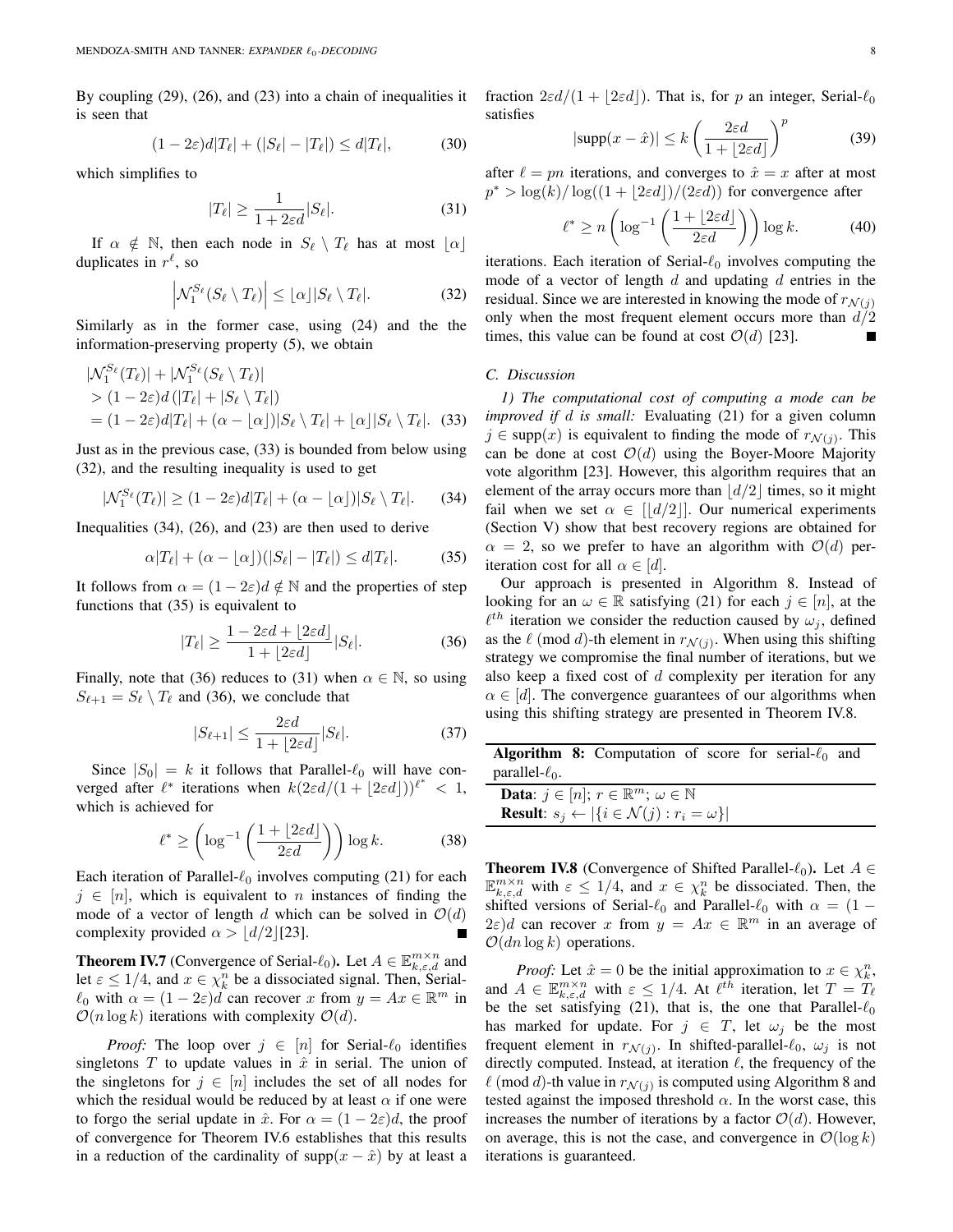By coupling (29), (26), and (23) into a chain of inequalities it is seen that

$$(1-2\varepsilon)d|T_\ell| + (|S_\ell| - |T_\ell|) \leq d|T_\ell|, \tag{30}$$

which simplifies to

$$|T_\ell| \geq \frac{1}{1+2\varepsilon d}|S_\ell|. \tag{31}$$

If $\alpha \notin \mathbb{N}$, then each node in $S_\ell \setminus T_\ell$ has at most $\lfloor \alpha \rfloor$ duplicates in $r^\ell$, so

$$\left|\mathcal{N}_1^{S_\ell}(S_\ell \setminus T_\ell)\right| \leq \lfloor \alpha \rfloor |S_\ell \setminus T_\ell|. \tag{32}$$

Similarly as in the former case, using (24) and the the information-preserving property (5), we obtain

$$\begin{aligned}
&|\mathcal{N}_1^{S_\ell}(T_\ell)| + |\mathcal{N}_1^{S_\ell}(S_\ell \setminus T_\ell)| \\
&> (1-2\varepsilon)d\left(|T_\ell| + |S_\ell \setminus T_\ell|\right) \\
&= (1-2\varepsilon)d|T_\ell| + (\alpha - \lfloor\alpha\rfloor)|S_\ell \setminus T_\ell| + \lfloor\alpha\rfloor|S_\ell \setminus T_\ell|. \quad (33)
\end{aligned}$$

Just as in the previous case, (33) is bounded from below using (32), and the resulting inequality is used to get

$$|\mathcal{N}_1^{S_\ell}(T_\ell)| \geq (1-2\varepsilon)d|T_\ell| + (\alpha - \lfloor\alpha\rfloor)|S_\ell \setminus T_\ell|. \tag{34}$$

Inequalities (34), (26), and (23) are then used to derive

$$\alpha|T_\ell| + (\alpha - \lfloor\alpha\rfloor)(|S_\ell| - |T_\ell|) \leq d|T_\ell|. \tag{35}$$

It follows from $\alpha = (1-2\varepsilon)d \notin \mathbb{N}$ and the properties of step functions that (35) is equivalent to

$$|T_\ell| \geq \frac{1-2\varepsilon d + \lfloor 2\varepsilon d\rfloor}{1+\lfloor 2\varepsilon d\rfloor}|S_\ell|. \tag{36}$$

Finally, note that (36) reduces to (31) when $\alpha \in \mathbb{N}$, so using $S_{\ell+1} = S_\ell \setminus T_\ell$ and (36), we conclude that

$$|S_{\ell+1}| \leq \frac{2\varepsilon d}{1+\lfloor 2\varepsilon d\rfloor}|S_\ell|. \tag{37}$$

Since $|S_0| = k$ it follows that Parallel-$\ell_0$ will have converged after $\ell^*$ iterations when $k(2\varepsilon d/(1+\lfloor 2\varepsilon d\rfloor))^{\ell^*} < 1$, which is achieved for

$$\ell^* \geq \left(\log^{-1}\left(\frac{1+\lfloor 2\varepsilon d\rfloor}{2\varepsilon d}\right)\right)\log k. \tag{38}$$

Each iteration of Parallel-$\ell_0$ involves computing (21) for each $j \in [n]$, which is equivalent to $n$ instances of finding the mode of a vector of length $d$ which can be solved in $\mathcal{O}(d)$ complexity provided $\alpha > \lfloor d/2 \rfloor$[23]. ∎

**Theorem IV.7** (Convergence of Serial-$\ell_0$). Let $A \in \mathbb{E}_{k,\varepsilon,d}^{m\times n}$ and let $\varepsilon \leq 1/4$, and $x \in \chi_k^n$ be a dissociated signal. Then, Serial-$\ell_0$ with $\alpha = (1-2\varepsilon)d$ can recover $x$ from $y = Ax \in \mathbb{R}^m$ in $\mathcal{O}(n \log k)$ iterations with complexity $\mathcal{O}(d)$.

*Proof:* The loop over $j \in [n]$ for Serial-$\ell_0$ identifies singletons $T$ to update values in $\hat{x}$ in serial. The union of the singletons for $j \in [n]$ includes the set of all nodes for which the residual would be reduced by at least $\alpha$ if one were to forgo the serial update in $\hat{x}$. For $\alpha = (1-2\varepsilon)d$, the proof of convergence for Theorem IV.6 establishes that this results in a reduction of the cardinality of $\text{supp}(x-\hat{x})$ by at least a fraction $2\varepsilon d/(1+\lfloor 2\varepsilon d\rfloor)$. That is, for $p$ an integer, Serial-$\ell_0$ satisfies

$$|\text{supp}(x-\hat{x})| \leq k\left(\frac{2\varepsilon d}{1+\lfloor 2\varepsilon d\rfloor}\right)^p \tag{39}$$

after $\ell = pn$ iterations, and converges to $\hat{x} = x$ after at most $p^* > \log(k)/\log((1+\lfloor 2\varepsilon d\rfloor)/(2\varepsilon d))$ for convergence after

$$\ell^* \geq n\left(\log^{-1}\left(\frac{1+\lfloor 2\varepsilon d\rfloor}{2\varepsilon d}\right)\right)\log k. \tag{40}$$

iterations. Each iteration of Serial-$\ell_0$ involves computing the mode of a vector of length $d$ and updating $d$ entries in the residual. Since we are interested in knowing the mode of $r_{\mathcal{N}(j)}$ only when the most frequent element occurs more than $d/2$ times, this value can be found at cost $\mathcal{O}(d)$ [23]. ∎

### C. Discussion

*1) The computational cost of computing a mode can be improved if $d$ is small:* Evaluating (21) for a given column $j \in \text{supp}(x)$ is equivalent to finding the mode of $r_{\mathcal{N}(j)}$. This can be done at cost $\mathcal{O}(d)$ using the Boyer-Moore Majority vote algorithm [23]. However, this algorithm requires that an element of the array occurs more than $\lfloor d/2 \rfloor$ times, so it might fail when we set $\alpha \in [\lfloor d/2 \rfloor]$. Our numerical experiments (Section V) show that best recovery regions are obtained for $\alpha = 2$, so we prefer to have an algorithm with $\mathcal{O}(d)$ per-iteration cost for all $\alpha \in [d]$.

Our approach is presented in Algorithm 8. Instead of looking for an $\omega \in \mathbb{R}$ satisfying (21) for each $j \in [n]$, at the $\ell^{th}$ iteration we consider the reduction caused by $\omega_j$, defined as the $\ell \pmod d$-th element in $r_{\mathcal{N}(j)}$. When using this shifting strategy we compromise the final number of iterations, but we also keep a fixed cost of $d$ complexity per iteration for any $\alpha \in [d]$. The convergence guarantees of our algorithms when using this shifting strategy are presented in Theorem IV.8.

**Algorithm 8:** Computation of score for serial-$\ell_0$ and parallel-$\ell_0$.

**Data**: $j \in [n]$; $r \in \mathbb{R}^m$; $\omega \in \mathbb{N}$
**Result**: $s_j \leftarrow |\{i \in \mathcal{N}(j) : r_i = \omega\}|$

**Theorem IV.8** (Convergence of Shifted Parallel-$\ell_0$). Let $A \in \mathbb{E}_{k,\varepsilon,d}^{m\times n}$ with $\varepsilon \leq 1/4$, and $x \in \chi_k^n$ be dissociated. Then, the shifted versions of Serial-$\ell_0$ and Parallel-$\ell_0$ with $\alpha = (1-2\varepsilon)d$ can recover $x$ from $y = Ax \in \mathbb{R}^m$ in an average of $\mathcal{O}(dn \log k)$ operations.

*Proof:* Let $\hat{x} = 0$ be the initial approximation to $x \in \chi_k^n$, and $A \in \mathbb{E}_{k,\varepsilon,d}^{m\times n}$ with $\varepsilon \leq 1/4$. At $\ell^{th}$ iteration, let $T = T_\ell$ be the set satisfying (21), that is, the one that Parallel-$\ell_0$ has marked for update. For $j \in T$, let $\omega_j$ be the most frequent element in $r_{\mathcal{N}(j)}$. In shifted-parallel-$\ell_0$, $\omega_j$ is not directly computed. Instead, at iteration $\ell$, the frequency of the $\ell \pmod d$-th value in $r_{\mathcal{N}(j)}$ is computed using Algorithm 8 and tested against the imposed threshold $\alpha$. In the worst case, this increases the number of iterations by a factor $\mathcal{O}(d)$. However, on average, this is not the case, and convergence in $\mathcal{O}(\log k)$ iterations is guaranteed.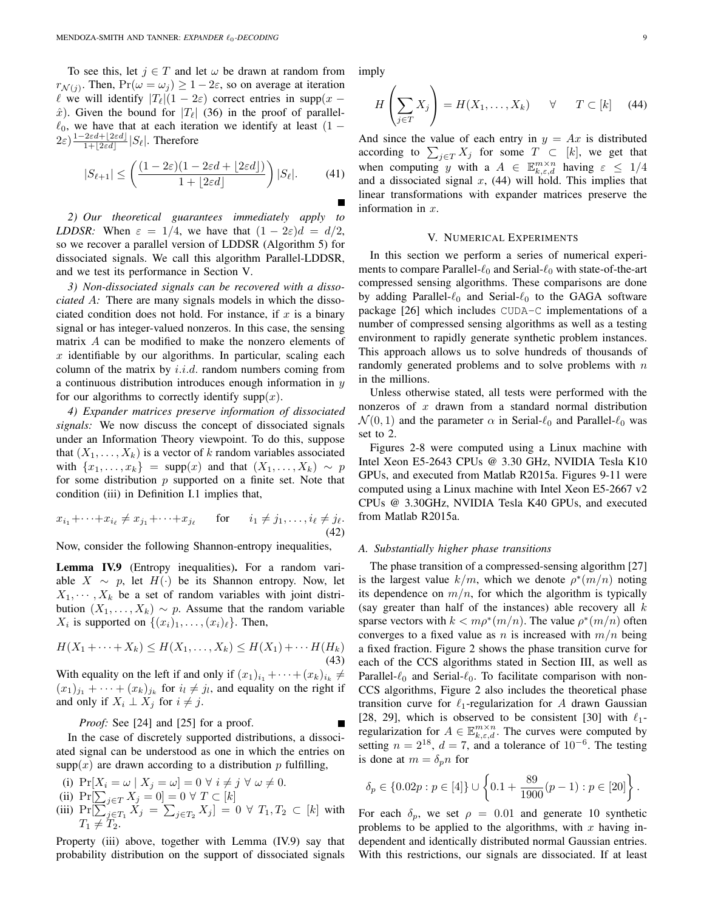To see this, let $j \in T$ and let $\omega$ be drawn at random from $r_{\mathcal{N}(j)}$. Then, $\Pr(\omega = \omega_j) \geq 1 - 2\varepsilon$, so on average at iteration $\ell$ we will identify $|T_\ell|(1-2\varepsilon)$ correct entries in $\text{supp}(x - \hat{x})$. Given the bound for $|T_\ell|$ (36) in the proof of parallel-$\ell_0$, we have that at each iteration we identify at least $(1 - 2\varepsilon)\frac{1-2\varepsilon d+\lfloor 2\varepsilon d\rfloor}{1+\lfloor 2\varepsilon d\rfloor}|S_\ell|$. Therefore

$$|S_{\ell+1}| \leq \left(\frac{(1-2\varepsilon)(1-2\varepsilon d+\lfloor 2\varepsilon d\rfloor)}{1+\lfloor 2\varepsilon d\rfloor}\right)|S_\ell|. \qquad (41)$$

∎

*2) Our theoretical guarantees immediately apply to LDDSR:* When $\varepsilon = 1/4$, we have that $(1-2\varepsilon)d = d/2$, so we recover a parallel version of LDDSR (Algorithm 5) for dissociated signals. We call this algorithm Parallel-LDDSR, and we test its performance in Section V.

*3) Non-dissociated signals can be recovered with a dissociated A:* There are many signals models in which the dissociated condition does not hold. For instance, if $x$ is a binary signal or has integer-valued nonzeros. In this case, the sensing matrix $A$ can be modified to make the nonzero elements of $x$ identifiable by our algorithms. In particular, scaling each column of the matrix by *i.i.d.* random numbers coming from a continuous distribution introduces enough information in $y$ for our algorithms to correctly identify $\text{supp}(x)$.

*4) Expander matrices preserve information of dissociated signals:* We now discuss the concept of dissociated signals under an Information Theory viewpoint. To do this, suppose that $(X_1, \ldots, X_k)$ is a vector of $k$ random variables associated with $\{x_1, \ldots, x_k\} = \text{supp}(x)$ and that $(X_1, \ldots, X_k) \sim p$ for some distribution $p$ supported on a finite set. Note that condition (iii) in Definition I.1 implies that,

$$x_{i_1} + \cdots + x_{i_\ell} \neq x_{j_1} + \cdots + x_{j_\ell} \qquad \text{for} \qquad i_1 \neq j_1, \ldots, i_\ell \neq j_\ell. \qquad (42)$$

Now, consider the following Shannon-entropy inequalities,

**Lemma IV.9** (Entropy inequalities)**.** For a random variable $X \sim p$, let $H(\cdot)$ be its Shannon entropy. Now, let $X_1, \cdots, X_k$ be a set of random variables with joint distribution $(X_1, \ldots, X_k) \sim p$. Assume that the random variable $X_i$ is supported on $\{(x_i)_1, \ldots, (x_i)_\ell\}$. Then,

$$H(X_1 + \cdots + X_k) \leq H(X_1, \ldots, X_k) \leq H(X_1) + \cdots H(H_k) \qquad (43)$$

With equality on the left if and only if $(x_1)_{i_1} + \cdots + (x_k)_{i_k} \neq (x_1)_{j_1} + \cdots + (x_k)_{j_k}$ for $i_l \neq j_l$, and equality on the right if and only if $X_i \perp X_j$ for $i \neq j$.

*Proof:* See [24] and [25] for a proof. ∎

In the case of discretely supported distributions, a dissociated signal can be understood as one in which the entries on $\text{supp}(x)$ are drawn according to a distribution $p$ fulfilling,

(i) $\Pr[X_i = \omega \mid X_j = \omega] = 0 \ \forall \ i \neq j \ \forall \ \omega \neq 0$.
(ii) $\Pr[\sum_{j\in T} X_j = 0] = 0 \ \forall \ T \subset [k]$
(iii) $\Pr[\sum_{j\in T_1} X_j = \sum_{j\in T_2} X_j] = 0 \ \forall \ T_1, T_2 \subset [k]$ with $T_1 \neq T_2$.

Property (iii) above, together with Lemma (IV.9) say that probability distribution on the support of dissociated signals imply

$$H\left(\sum_{j\in T} X_j\right) = H(X_1, \ldots, X_k) \qquad \forall \qquad T \subset [k] \qquad (44)$$

And since the value of each entry in $y = Ax$ is distributed according to $\sum_{j\in T} X_j$ for some $T \subset [k]$, we get that when computing $y$ with a $A \in \mathbb{E}^{m\times n}_{k,\varepsilon,d}$ having $\varepsilon \leq 1/4$ and a dissociated signal $x$, (44) will hold. This implies that linear transformations with expander matrices preserve the information in $x$.

## V. Numerical Experiments

In this section we perform a series of numerical experiments to compare Parallel-$\ell_0$ and Serial-$\ell_0$ with state-of-the-art compressed sensing algorithms. These comparisons are done by adding Parallel-$\ell_0$ and Serial-$\ell_0$ to the GAGA software package [26] which includes CUDA-C implementations of a number of compressed sensing algorithms as well as a testing environment to rapidly generate synthetic problem instances. This approach allows us to solve hundreds of thousands of randomly generated problems and to solve problems with $n$ in the millions.

Unless otherwise stated, all tests were performed with the nonzeros of $x$ drawn from a standard normal distribution $\mathcal{N}(0,1)$ and the parameter $\alpha$ in Serial-$\ell_0$ and Parallel-$\ell_0$ was set to 2.

Figures 2-8 were computed using a Linux machine with Intel Xeon E5-2643 CPUs @ 3.30 GHz, NVIDIA Tesla K10 GPUs, and executed from Matlab R2015a. Figures 9-11 were computed using a Linux machine with Intel Xeon E5-2667 v2 CPUs @ 3.30GHz, NVIDIA Tesla K40 GPUs, and executed from Matlab R2015a.

### A. Substantially higher phase transitions

The phase transition of a compressed-sensing algorithm [27] is the largest value $k/m$, which we denote $\rho^*(m/n)$ noting its dependence on $m/n$, for which the algorithm is typically (say greater than half of the instances) able recovery all $k$ sparse vectors with $k < m\rho^*(m/n)$. The value $\rho^*(m/n)$ often converges to a fixed value as $n$ is increased with $m/n$ being a fixed fraction. Figure 2 shows the phase transition curve for each of the CCS algorithms stated in Section III, as well as Parallel-$\ell_0$ and Serial-$\ell_0$. To facilitate comparison with non-CCS algorithms, Figure 2 also includes the theoretical phase transition curve for $\ell_1$-regularization for $A$ drawn Gaussian [28, 29], which is observed to be consistent [30] with $\ell_1$-regularization for $A \in \mathbb{E}^{m\times n}_{k,\varepsilon,d}$. The curves were computed by setting $n = 2^{18}$, $d = 7$, and a tolerance of $10^{-6}$. The testing is done at $m = \delta_p n$ for

$$\delta_p \in \{0.02p : p \in [4]\} \cup \left\{0.1 + \frac{89}{1900}(p-1) : p \in [20]\right\}.$$

For each $\delta_p$, we set $\rho = 0.01$ and generate 10 synthetic problems to be applied to the algorithms, with $x$ having independent and identically distributed normal Gaussian entries. With this restrictions, our signals are dissociated. If at least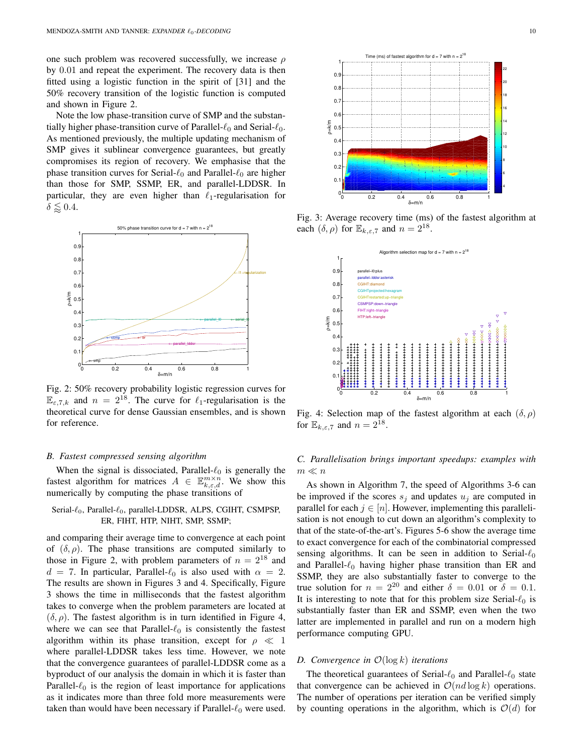one such problem was recovered successfully, we increase $\rho$ by 0.01 and repeat the experiment. The recovery data is then fitted using a logistic function in the spirit of [31] and the 50% recovery transition of the logistic function is computed and shown in Figure 2.

Note the low phase-transition curve of SMP and the substantially higher phase-transition curve of Parallel-$\ell_0$ and Serial-$\ell_0$. As mentioned previously, the multiple updating mechanism of SMP gives it sublinear convergence guarantees, but greatly compromises its region of recovery. We emphasise that the phase transition curves for Serial-$\ell_0$ and Parallel-$\ell_0$ are higher than those for SMP, SSMP, ER, and parallel-LDDSR. In particular, they are even higher than $\ell_1$-regularisation for $\delta \lessapprox 0.4$.

Fig. 2: 50% recovery probability logistic regression curves for $\mathbb{E}_{\varepsilon,7,k}$ and $n = 2^{18}$. The curve for $\ell_1$-regularisation is the theoretical curve for dense Gaussian ensembles, and is shown for reference.

### B. Fastest compressed sensing algorithm

When the signal is dissociated, Parallel-$\ell_0$ is generally the fastest algorithm for matrices $A \in \mathbb{E}_{k,\varepsilon,d}^{m\times n}$. We show this numerically by computing the phase transitions of

Serial-$\ell_0$, Parallel-$\ell_0$, parallel-LDDSR, ALPS, CGIHT, CSMPSP, ER, FIHT, HTP, NIHT, SMP, SSMP;

and comparing their average time to convergence at each point of $(\delta, \rho)$. The phase transitions are computed similarly to those in Figure 2, with problem parameters of $n = 2^{18}$ and $d = 7$. In particular, Parallel-$\ell_0$ is also used with $\alpha = 2$. The results are shown in Figures 3 and 4. Specifically, Figure 3 shows the time in milliseconds that the fastest algorithm takes to converge when the problem parameters are located at $(\delta, \rho)$. The fastest algorithm is in turn identified in Figure 4, where we can see that Parallel-$\ell_0$ is consistently the fastest algorithm within its phase transition, except for $\rho \ll 1$ where parallel-LDDSR takes less time. However, we note that the convergence guarantees of parallel-LDDSR come as a byproduct of our analysis the domain in which it is faster than Parallel-$\ell_0$ is the region of least importance for applications as it indicates more than three fold more measurements were taken than would have been necessary if Parallel-$\ell_0$ were used.

Fig. 3: Average recovery time (ms) of the fastest algorithm at each $(\delta, \rho)$ for $\mathbb{E}_{k,\varepsilon,7}$ and $n = 2^{18}$.

Fig. 4: Selection map of the fastest algorithm at each $(\delta, \rho)$ for $\mathbb{E}_{k,\varepsilon,7}$ and $n = 2^{18}$.

### C. Parallelisation brings important speedups: examples with $m \ll n$

As shown in Algorithm 7, the speed of Algorithms 3-6 can be improved if the scores $s_j$ and updates $u_j$ are computed in parallel for each $j \in [n]$. However, implementing this parallelisation is not enough to cut down an algorithm's complexity to that of the state-of-the-art's. Figures 5-6 show the average time to exact convergence for each of the combinatorial compressed sensing algorithms. It can be seen in addition to Serial-$\ell_0$ and Parallel-$\ell_0$ having higher phase transition than ER and SSMP, they are also substantially faster to converge to the true solution for $n = 2^{20}$ and either $\delta = 0.01$ or $\delta = 0.1$. It is interesting to note that for this problem size Serial-$\ell_0$ is substantially faster than ER and SSMP, even when the two latter are implemented in parallel and run on a modern high performance computing GPU.

### D. Convergence in $\mathcal{O}(\log k)$ iterations

The theoretical guarantees of Serial-$\ell_0$ and Parallel-$\ell_0$ state that convergence can be achieved in $\mathcal{O}(nd \log k)$ operations. The number of operations per iteration can be verified simply by counting operations in the algorithm, which is $\mathcal{O}(d)$ for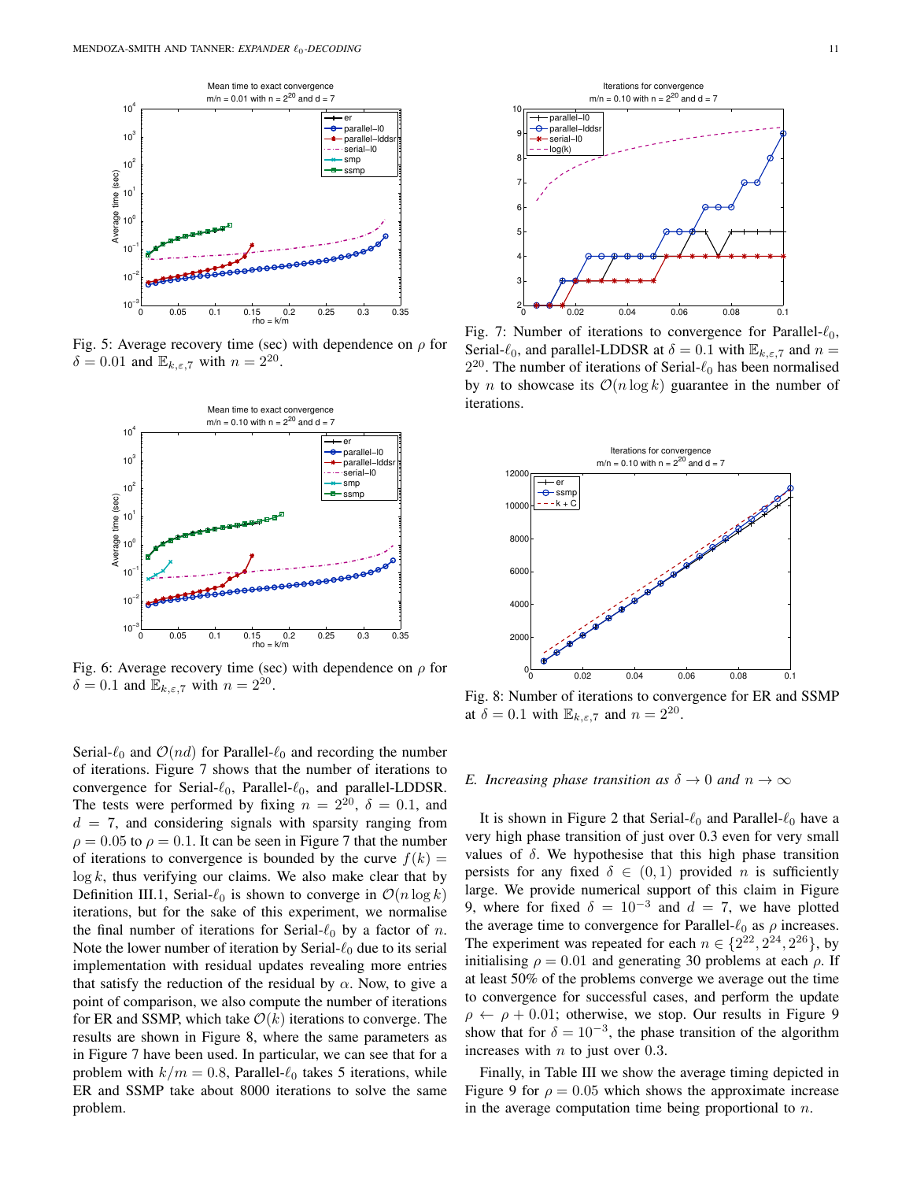Fig. 5: Average recovery time (sec) with dependence on $\rho$ for $\delta = 0.01$ and $\mathbb{E}_{k,\varepsilon,7}$ with $n = 2^{20}$.

Fig. 6: Average recovery time (sec) with dependence on $\rho$ for $\delta = 0.1$ and $\mathbb{E}_{k,\varepsilon,7}$ with $n = 2^{20}$.

Fig. 7: Number of iterations to convergence for Parallel-$\ell_0$, Serial-$\ell_0$, and parallel-LDDSR at $\delta = 0.1$ with $\mathbb{E}_{k,\varepsilon,7}$ and $n = 2^{20}$. The number of iterations of Serial-$\ell_0$ has been normalised by $n$ to showcase its $\mathcal{O}(n \log k)$ guarantee in the number of iterations.

Fig. 8: Number of iterations to convergence for ER and SSMP at $\delta = 0.1$ with $\mathbb{E}_{k,\varepsilon,7}$ and $n = 2^{20}$.

Serial-$\ell_0$ and $\mathcal{O}(nd)$ for Parallel-$\ell_0$ and recording the number of iterations. Figure 7 shows that the number of iterations to convergence for Serial-$\ell_0$, Parallel-$\ell_0$, and parallel-LDDSR. The tests were performed by fixing $n = 2^{20}$, $\delta = 0.1$, and $d = 7$, and considering signals with sparsity ranging from $\rho = 0.05$ to $\rho = 0.1$. It can be seen in Figure 7 that the number of iterations to convergence is bounded by the curve $f(k) = \log k$, thus verifying our claims. We also make clear that by Definition III.1, Serial-$\ell_0$ is shown to converge in $\mathcal{O}(n \log k)$ iterations, but for the sake of this experiment, we normalise the final number of iterations for Serial-$\ell_0$ by a factor of $n$. Note the lower number of iteration by Serial-$\ell_0$ due to its serial implementation with residual updates revealing more entries that satisfy the reduction of the residual by $\alpha$. Now, to give a point of comparison, we also compute the number of iterations for ER and SSMP, which take $\mathcal{O}(k)$ iterations to converge. The results are shown in Figure 8, where the same parameters as in Figure 7 have been used. In particular, we can see that for a problem with $k/m = 0.8$, Parallel-$\ell_0$ takes 5 iterations, while ER and SSMP take about 8000 iterations to solve the same problem.

### *E. Increasing phase transition as $\delta \to 0$ and $n \to \infty$*

It is shown in Figure 2 that Serial-$\ell_0$ and Parallel-$\ell_0$ have a very high phase transition of just over 0.3 even for very small values of $\delta$. We hypothesise that this high phase transition persists for any fixed $\delta \in (0, 1)$ provided $n$ is sufficiently large. We provide numerical support of this claim in Figure 9, where for fixed $\delta = 10^{-3}$ and $d = 7$, we have plotted the average time to convergence for Parallel-$\ell_0$ as $\rho$ increases. The experiment was repeated for each $n \in \{2^{22}, 2^{24}, 2^{26}\}$, by initialising $\rho = 0.01$ and generating 30 problems at each $\rho$. If at least 50% of the problems converge we average out the time to convergence for successful cases, and perform the update $\rho \leftarrow \rho + 0.01$; otherwise, we stop. Our results in Figure 9 show that for $\delta = 10^{-3}$, the phase transition of the algorithm increases with $n$ to just over 0.3.

Finally, in Table III we show the average timing depicted in Figure 9 for $\rho = 0.05$ which shows the approximate increase in the average computation time being proportional to $n$.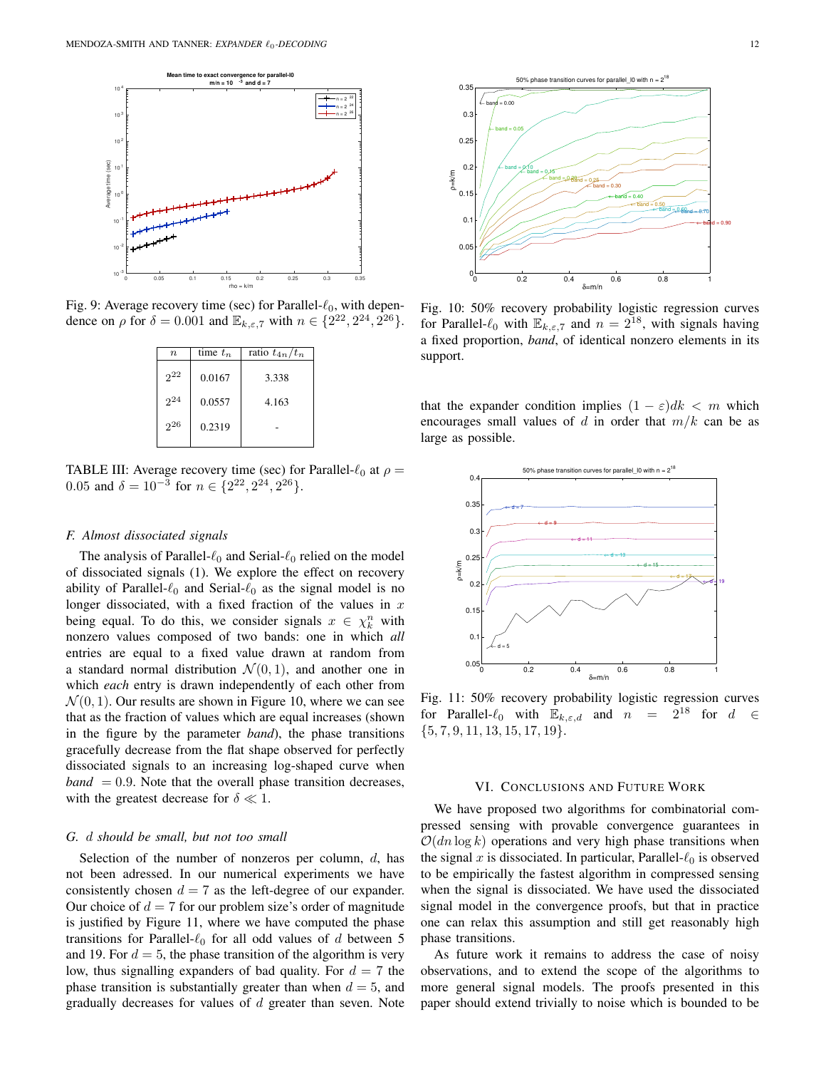Fig. 9: Average recovery time (sec) for Parallel-$\ell_0$, with dependence on $\rho$ for $\delta = 0.001$ and $\mathbb{E}_{k,\varepsilon,7}$ with $n \in \{2^{22}, 2^{24}, 2^{26}\}$.

| $n$ | time $t_n$ | ratio $t_{4n}/t_n$ |
|---|---|---|
| $2^{22}$ | 0.0167 | 3.338 |
| $2^{24}$ | 0.0557 | 4.163 |
| $2^{26}$ | 0.2319 | - |

TABLE III: Average recovery time (sec) for Parallel-$\ell_0$ at $\rho = 0.05$ and $\delta = 10^{-3}$ for $n \in \{2^{22}, 2^{24}, 2^{26}\}$.

### F. Almost dissociated signals

The analysis of Parallel-$\ell_0$ and Serial-$\ell_0$ relied on the model of dissociated signals (1). We explore the effect on recovery ability of Parallel-$\ell_0$ and Serial-$\ell_0$ as the signal model is no longer dissociated, with a fixed fraction of the values in $x$ being equal. To do this, we consider signals $x \in \chi_k^n$ with nonzero values composed of two bands: one in which *all* entries are equal to a fixed value drawn at random from a standard normal distribution $\mathcal{N}(0,1)$, and another one in which *each* entry is drawn independently of each other from $\mathcal{N}(0,1)$. Our results are shown in Figure 10, where we can see that as the fraction of values which are equal increases (shown in the figure by the parameter *band*), the phase transitions gracefully decrease from the flat shape observed for perfectly dissociated signals to an increasing log-shaped curve when *band* $= 0.9$. Note that the overall phase transition decreases, with the greatest decrease for $\delta \ll 1$.

### G. $d$ should be small, but not too small

Selection of the number of nonzeros per column, $d$, has not been adressed. In our numerical experiments we have consistently chosen $d = 7$ as the left-degree of our expander. Our choice of $d = 7$ for our problem size's order of magnitude is justified by Figure 11, where we have computed the phase transitions for Parallel-$\ell_0$ for all odd values of $d$ between 5 and 19. For $d = 5$, the phase transition of the algorithm is very low, thus signalling expanders of bad quality. For $d = 7$ the phase transition is substantially greater than when $d = 5$, and gradually decreases for values of $d$ greater than seven. Note that the expander condition implies $(1-\varepsilon)dk < m$ which encourages small values of $d$ in order that $m/k$ can be as large as possible.

Fig. 10: 50% recovery probability logistic regression curves for Parallel-$\ell_0$ with $\mathbb{E}_{k,\varepsilon,7}$ and $n = 2^{18}$, with signals having a fixed proportion, *band*, of identical nonzero elements in its support.

Fig. 11: 50% recovery probability logistic regression curves for Parallel-$\ell_0$ with $\mathbb{E}_{k,\varepsilon,d}$ and $n = 2^{18}$ for $d \in \{5, 7, 9, 11, 13, 15, 17, 19\}$.

## VI. Conclusions and Future Work

We have proposed two algorithms for combinatorial compressed sensing with provable convergence guarantees in $\mathcal{O}(dn \log k)$ operations and very high phase transitions when the signal $x$ is dissociated. In particular, Parallel-$\ell_0$ is observed to be empirically the fastest algorithm in compressed sensing when the signal is dissociated. We have used the dissociated signal model in the convergence proofs, but that in practice one can relax this assumption and still get reasonably high phase transitions.

As future work it remains to address the case of noisy observations, and to extend the scope of the algorithms to more general signal models. The proofs presented in this paper should extend trivially to noise which is bounded to be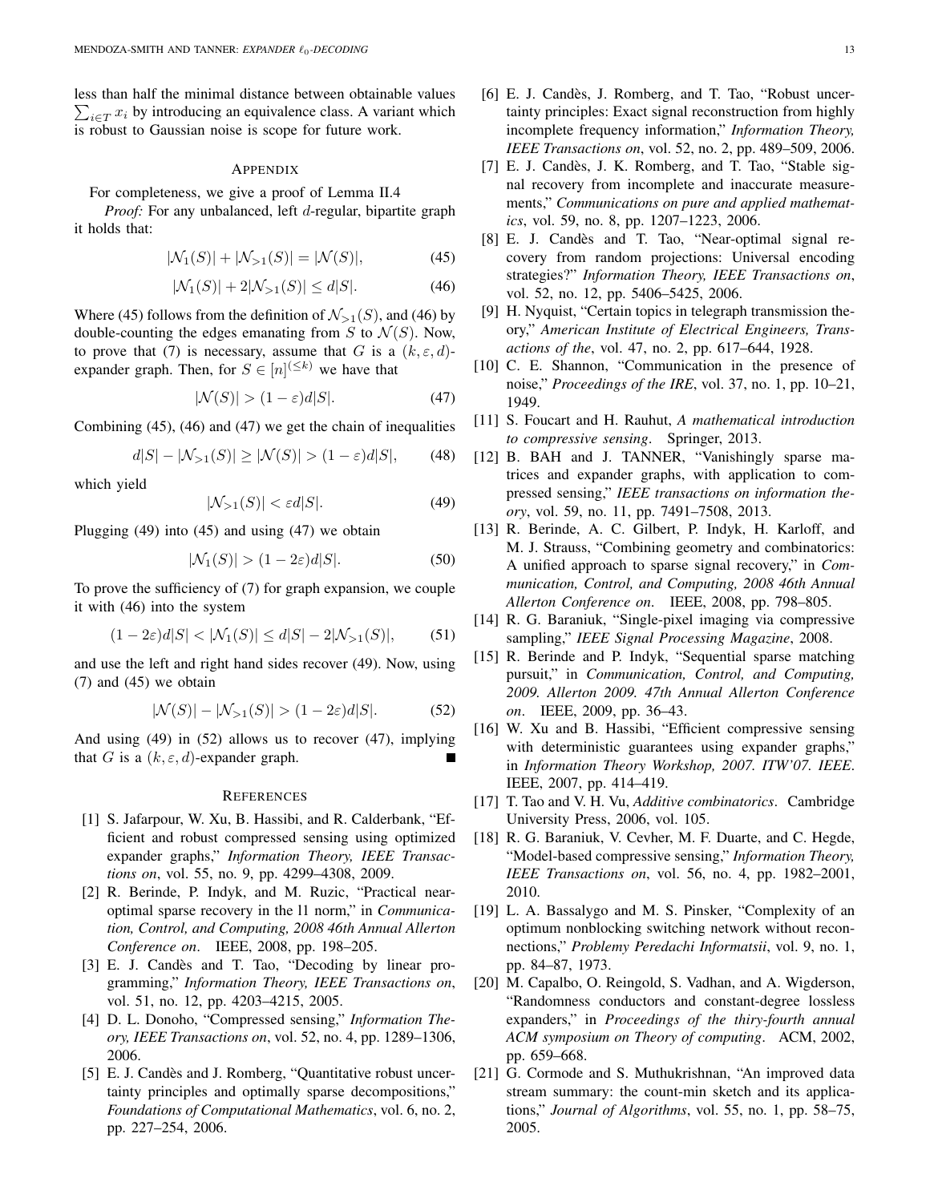less than half the minimal distance between obtainable values $\sum_{i \in T} x_i$ by introducing an equivalence class. A variant which is robust to Gaussian noise is scope for future work.

## Appendix

For completeness, we give a proof of Lemma II.4

*Proof:* For any unbalanced, left $d$-regular, bipartite graph it holds that:

$$|\mathcal{N}_1(S)| + |\mathcal{N}_{>1}(S)| = |\mathcal{N}(S)|, \tag{45}$$

$$|\mathcal{N}_1(S)| + 2|\mathcal{N}_{>1}(S)| \leq d|S|. \tag{46}$$

Where (45) follows from the definition of $\mathcal{N}_{>1}(S)$, and (46) by double-counting the edges emanating from $S$ to $\mathcal{N}(S)$. Now, to prove that (7) is necessary, assume that $G$ is a $(k, \varepsilon, d)$-expander graph. Then, for $S \in [n]^{(\leq k)}$ we have that

$$|\mathcal{N}(S)| > (1 - \varepsilon)d|S|. \tag{47}$$

Combining (45), (46) and (47) we get the chain of inequalities

$$d|S| - |\mathcal{N}_{>1}(S)| \geq |\mathcal{N}(S)| > (1 - \varepsilon)d|S|, \tag{48}$$

which yield

$$|\mathcal{N}_{>1}(S)| < \varepsilon d|S|. \tag{49}$$

Plugging (49) into (45) and using (47) we obtain

$$|\mathcal{N}_1(S)| > (1 - 2\varepsilon)d|S|. \tag{50}$$

To prove the sufficiency of (7) for graph expansion, we couple it with (46) into the system

$$(1 - 2\varepsilon)d|S| < |\mathcal{N}_1(S)| \leq d|S| - 2|\mathcal{N}_{>1}(S)|, \tag{51}$$

and use the left and right hand sides recover (49). Now, using (7) and (45) we obtain

$$|\mathcal{N}(S)| - |\mathcal{N}_{>1}(S)| > (1 - 2\varepsilon)d|S|. \tag{52}$$

And using (49) in (52) allows us to recover (47), implying that $G$ is a $(k, \varepsilon, d)$-expander graph. ∎

## References

[1] S. Jafarpour, W. Xu, B. Hassibi, and R. Calderbank, "Efficient and robust compressed sensing using optimized expander graphs," *Information Theory, IEEE Transactions on*, vol. 55, no. 9, pp. 4299–4308, 2009.

[2] R. Berinde, P. Indyk, and M. Ruzic, "Practical near-optimal sparse recovery in the l1 norm," in *Communication, Control, and Computing, 2008 46th Annual Allerton Conference on*. IEEE, 2008, pp. 198–205.

[3] E. J. Candès and T. Tao, "Decoding by linear programming," *Information Theory, IEEE Transactions on*, vol. 51, no. 12, pp. 4203–4215, 2005.

[4] D. L. Donoho, "Compressed sensing," *Information Theory, IEEE Transactions on*, vol. 52, no. 4, pp. 1289–1306, 2006.

[5] E. J. Candès and J. Romberg, "Quantitative robust uncertainty principles and optimally sparse decompositions," *Foundations of Computational Mathematics*, vol. 6, no. 2, pp. 227–254, 2006.

[6] E. J. Candès, J. Romberg, and T. Tao, "Robust uncertainty principles: Exact signal reconstruction from highly incomplete frequency information," *Information Theory, IEEE Transactions on*, vol. 52, no. 2, pp. 489–509, 2006.

[7] E. J. Candès, J. K. Romberg, and T. Tao, "Stable signal recovery from incomplete and inaccurate measurements," *Communications on pure and applied mathematics*, vol. 59, no. 8, pp. 1207–1223, 2006.

[8] E. J. Candès and T. Tao, "Near-optimal signal recovery from random projections: Universal encoding strategies?" *Information Theory, IEEE Transactions on*, vol. 52, no. 12, pp. 5406–5425, 2006.

[9] H. Nyquist, "Certain topics in telegraph transmission theory," *American Institute of Electrical Engineers, Transactions of the*, vol. 47, no. 2, pp. 617–644, 1928.

[10] C. E. Shannon, "Communication in the presence of noise," *Proceedings of the IRE*, vol. 37, no. 1, pp. 10–21, 1949.

[11] S. Foucart and H. Rauhut, *A mathematical introduction to compressive sensing*. Springer, 2013.

[12] B. BAH and J. TANNER, "Vanishingly sparse matrices and expander graphs, with application to compressed sensing," *IEEE transactions on information theory*, vol. 59, no. 11, pp. 7491–7508, 2013.

[13] R. Berinde, A. C. Gilbert, P. Indyk, H. Karloff, and M. J. Strauss, "Combining geometry and combinatorics: A unified approach to sparse signal recovery," in *Communication, Control, and Computing, 2008 46th Annual Allerton Conference on*. IEEE, 2008, pp. 798–805.

[14] R. G. Baraniuk, "Single-pixel imaging via compressive sampling," *IEEE Signal Processing Magazine*, 2008.

[15] R. Berinde and P. Indyk, "Sequential sparse matching pursuit," in *Communication, Control, and Computing, 2009. Allerton 2009. 47th Annual Allerton Conference on*. IEEE, 2009, pp. 36–43.

[16] W. Xu and B. Hassibi, "Efficient compressive sensing with deterministic guarantees using expander graphs," in *Information Theory Workshop, 2007. ITW'07. IEEE*. IEEE, 2007, pp. 414–419.

[17] T. Tao and V. H. Vu, *Additive combinatorics*. Cambridge University Press, 2006, vol. 105.

[18] R. G. Baraniuk, V. Cevher, M. F. Duarte, and C. Hegde, "Model-based compressive sensing," *Information Theory, IEEE Transactions on*, vol. 56, no. 4, pp. 1982–2001, 2010.

[19] L. A. Bassalygo and M. S. Pinsker, "Complexity of an optimum nonblocking switching network without reconnections," *Problemy Peredachi Informatsii*, vol. 9, no. 1, pp. 84–87, 1973.

[20] M. Capalbo, O. Reingold, S. Vadhan, and A. Wigderson, "Randomness conductors and constant-degree lossless expanders," in *Proceedings of the thiry-fourth annual ACM symposium on Theory of computing*. ACM, 2002, pp. 659–668.

[21] G. Cormode and S. Muthukrishnan, "An improved data stream summary: the count-min sketch and its applications," *Journal of Algorithms*, vol. 55, no. 1, pp. 58–75, 2005.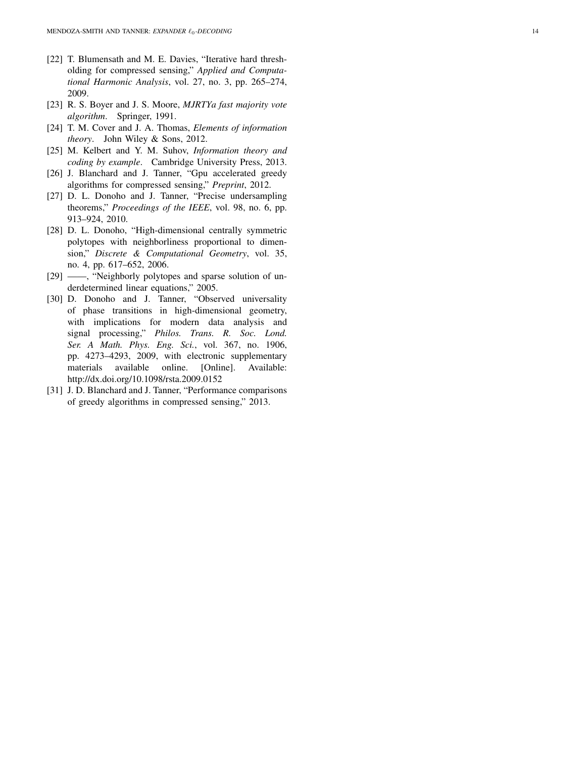[22] T. Blumensath and M. E. Davies, "Iterative hard thresholding for compressed sensing," *Applied and Computational Harmonic Analysis*, vol. 27, no. 3, pp. 265–274, 2009.

[23] R. S. Boyer and J. S. Moore, *MJRTYa fast majority vote algorithm*. Springer, 1991.

[24] T. M. Cover and J. A. Thomas, *Elements of information theory*. John Wiley & Sons, 2012.

[25] M. Kelbert and Y. M. Suhov, *Information theory and coding by example*. Cambridge University Press, 2013.

[26] J. Blanchard and J. Tanner, "Gpu accelerated greedy algorithms for compressed sensing," *Preprint*, 2012.

[27] D. L. Donoho and J. Tanner, "Precise undersampling theorems," *Proceedings of the IEEE*, vol. 98, no. 6, pp. 913–924, 2010.

[28] D. L. Donoho, "High-dimensional centrally symmetric polytopes with neighborliness proportional to dimension," *Discrete & Computational Geometry*, vol. 35, no. 4, pp. 617–652, 2006.

[29] ——, "Neighborly polytopes and sparse solution of underdetermined linear equations," 2005.

[30] D. Donoho and J. Tanner, "Observed universality of phase transitions in high-dimensional geometry, with implications for modern data analysis and signal processing," *Philos. Trans. R. Soc. Lond. Ser. A Math. Phys. Eng. Sci.*, vol. 367, no. 1906, pp. 4273–4293, 2009, with electronic supplementary materials available online. [Online]. Available: http://dx.doi.org/10.1098/rsta.2009.0152

[31] J. D. Blanchard and J. Tanner, "Performance comparisons of greedy algorithms in compressed sensing," 2013.